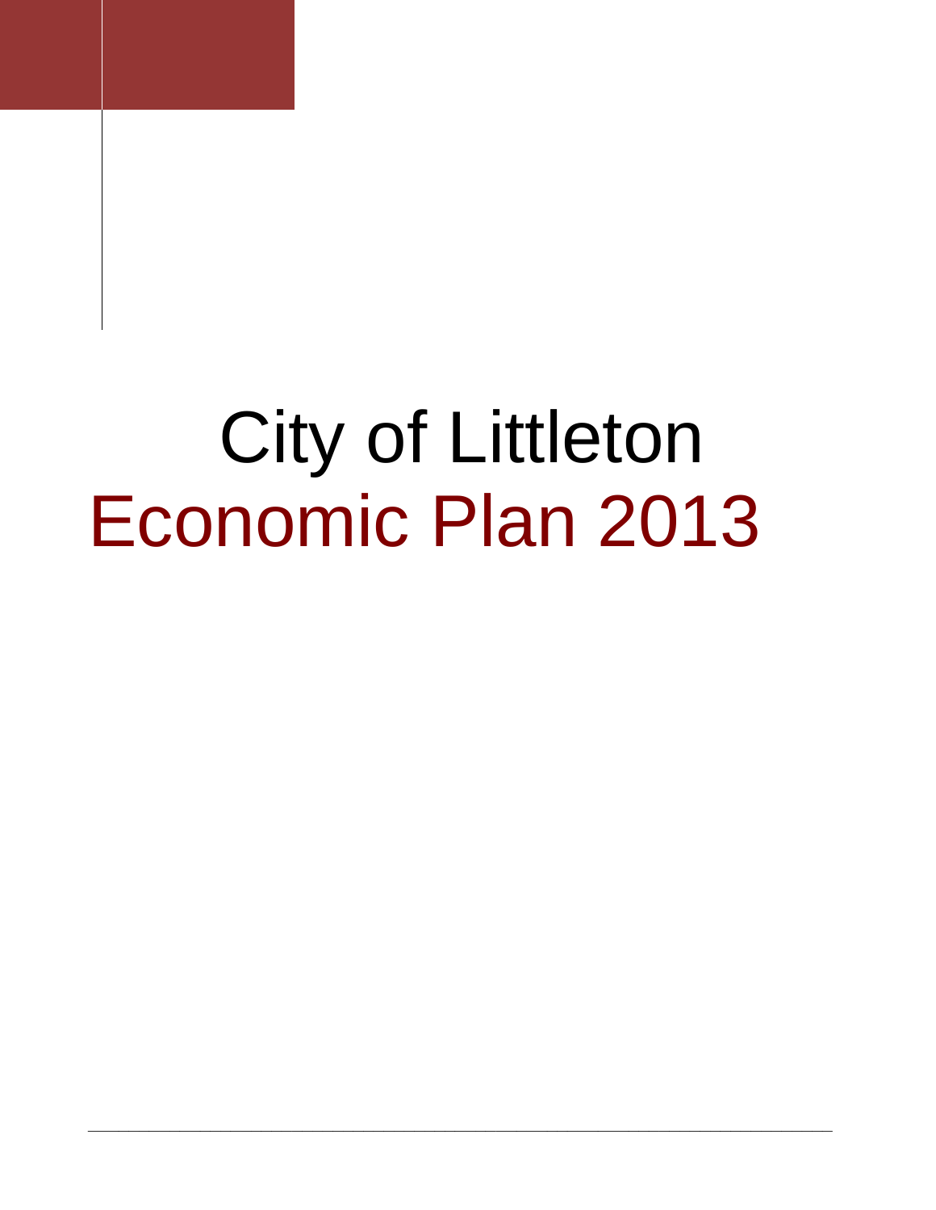# City of Littleton

# Economic Plan 2013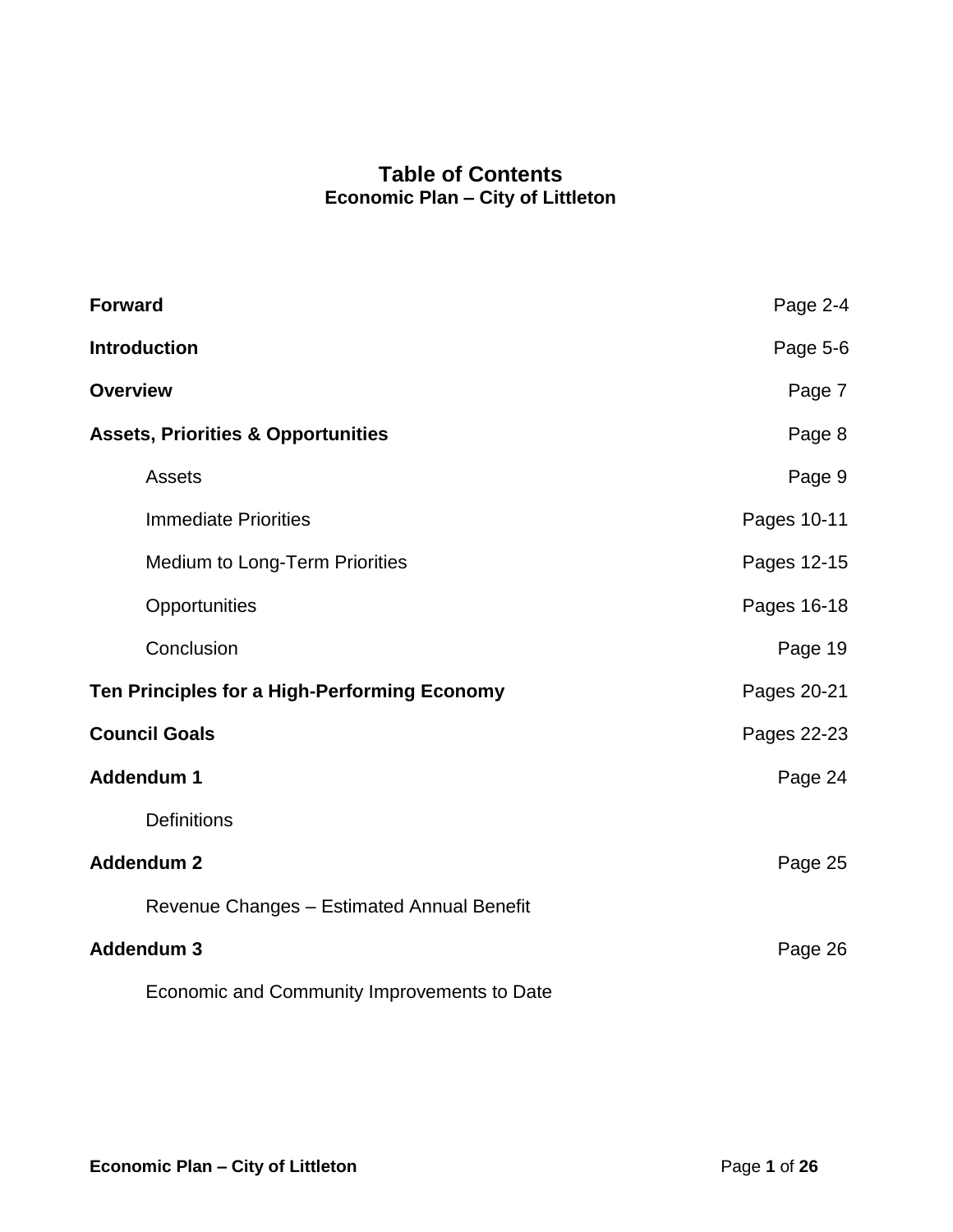# Table of Contents

## Economic Plan – City of Littleton

| Section | Pages |
| --- | --- |
| **Forward** | Page 2-4 |
| **Introduction** | Page 5-6 |
| **Overview** | Page 7 |
| **Assets, Priorities & Opportunities** | Page 8 |
| Assets | Page 9 |
| Immediate Priorities | Pages 10-11 |
| Medium to Long-Term Priorities | Pages 12-15 |
| Opportunities | Pages 16-18 |
| Conclusion | Page 19 |
| **Ten Principles for a High-Performing Economy** | Pages 20-21 |
| **Council Goals** | Pages 22-23 |
| **Addendum 1** | Page 24 |
| Definitions | |
| **Addendum 2** | Page 25 |
| Revenue Changes – Estimated Annual Benefit | |
| **Addendum 3** | Page 26 |
| Economic and Community Improvements to Date | |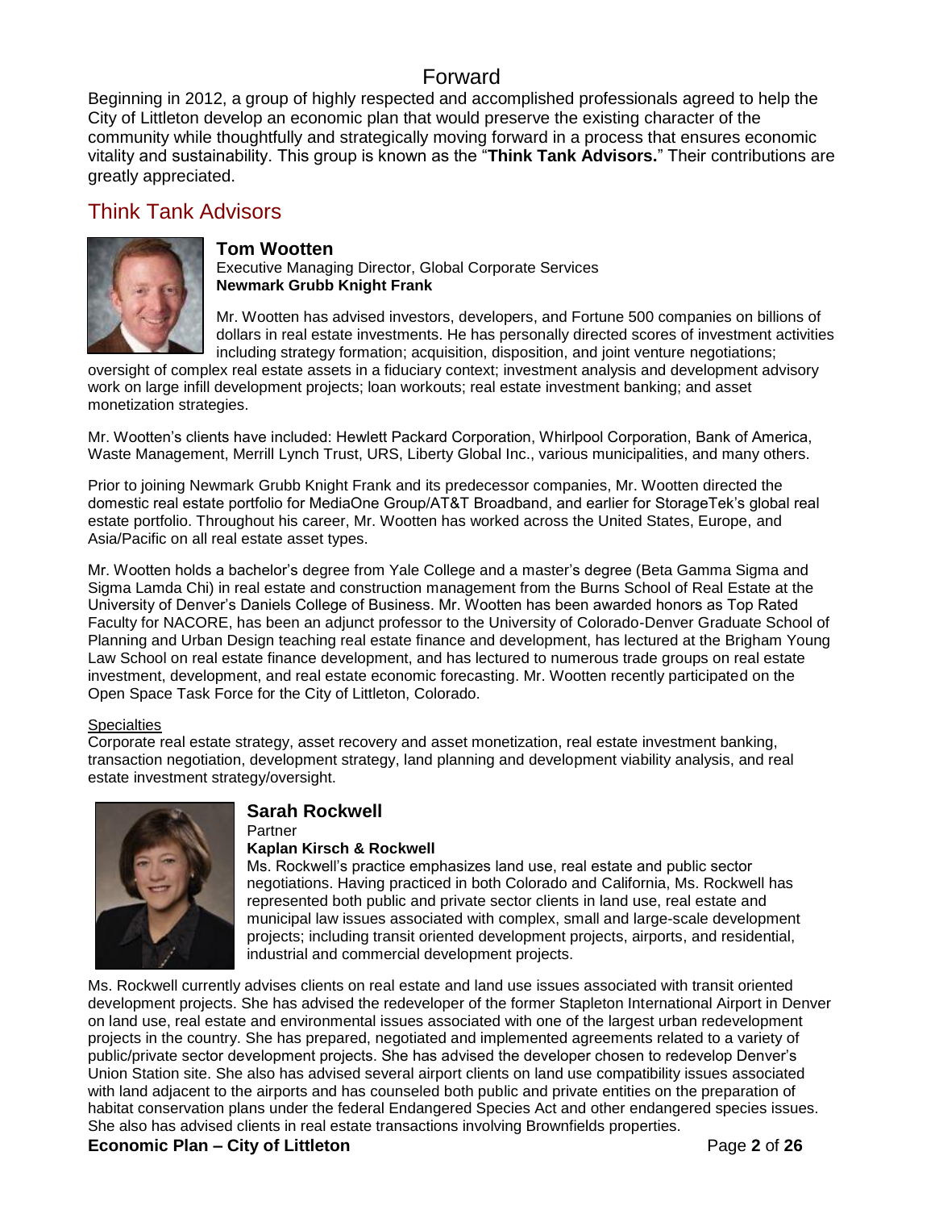# Forward

Beginning in 2012, a group of highly respected and accomplished professionals agreed to help the City of Littleton develop an economic plan that would preserve the existing character of the community while thoughtfully and strategically moving forward in a process that ensures economic vitality and sustainability. This group is known as the "**Think Tank Advisors.**" Their contributions are greatly appreciated.

## Think Tank Advisors

### Tom Wootten

Executive Managing Director, Global Corporate Services
**Newmark Grubb Knight Frank**

Mr. Wootten has advised investors, developers, and Fortune 500 companies on billions of dollars in real estate investments. He has personally directed scores of investment activities including strategy formation; acquisition, disposition, and joint venture negotiations; oversight of complex real estate assets in a fiduciary context; investment analysis and development advisory work on large infill development projects; loan workouts; real estate investment banking; and asset monetization strategies.

Mr. Wootten's clients have included: Hewlett Packard Corporation, Whirlpool Corporation, Bank of America, Waste Management, Merrill Lynch Trust, URS, Liberty Global Inc., various municipalities, and many others.

Prior to joining Newmark Grubb Knight Frank and its predecessor companies, Mr. Wootten directed the domestic real estate portfolio for MediaOne Group/AT&T Broadband, and earlier for StorageTek's global real estate portfolio. Throughout his career, Mr. Wootten has worked across the United States, Europe, and Asia/Pacific on all real estate asset types.

Mr. Wootten holds a bachelor's degree from Yale College and a master's degree (Beta Gamma Sigma and Sigma Lamda Chi) in real estate and construction management from the Burns School of Real Estate at the University of Denver's Daniels College of Business. Mr. Wootten has been awarded honors as Top Rated Faculty for NACORE, has been an adjunct professor to the University of Colorado-Denver Graduate School of Planning and Urban Design teaching real estate finance and development, has lectured at the Brigham Young Law School on real estate finance development, and has lectured to numerous trade groups on real estate investment, development, and real estate economic forecasting. Mr. Wootten recently participated on the Open Space Task Force for the City of Littleton, Colorado.

Specialties

Corporate real estate strategy, asset recovery and asset monetization, real estate investment banking, transaction negotiation, development strategy, land planning and development viability analysis, and real estate investment strategy/oversight.

### Sarah Rockwell

Partner
**Kaplan Kirsch & Rockwell**

Ms. Rockwell's practice emphasizes land use, real estate and public sector negotiations. Having practiced in both Colorado and California, Ms. Rockwell has represented both public and private sector clients in land use, real estate and municipal law issues associated with complex, small and large-scale development projects; including transit oriented development projects, airports, and residential, industrial and commercial development projects.

Ms. Rockwell currently advises clients on real estate and land use issues associated with transit oriented development projects. She has advised the redeveloper of the former Stapleton International Airport in Denver on land use, real estate and environmental issues associated with one of the largest urban redevelopment projects in the country. She has prepared, negotiated and implemented agreements related to a variety of public/private sector development projects. She has advised the developer chosen to redevelop Denver's Union Station site. She also has advised several airport clients on land use compatibility issues associated with land adjacent to the airports and has counseled both public and private entities on the preparation of habitat conservation plans under the federal Endangered Species Act and other endangered species issues. She also has advised clients in real estate transactions involving Brownfields properties.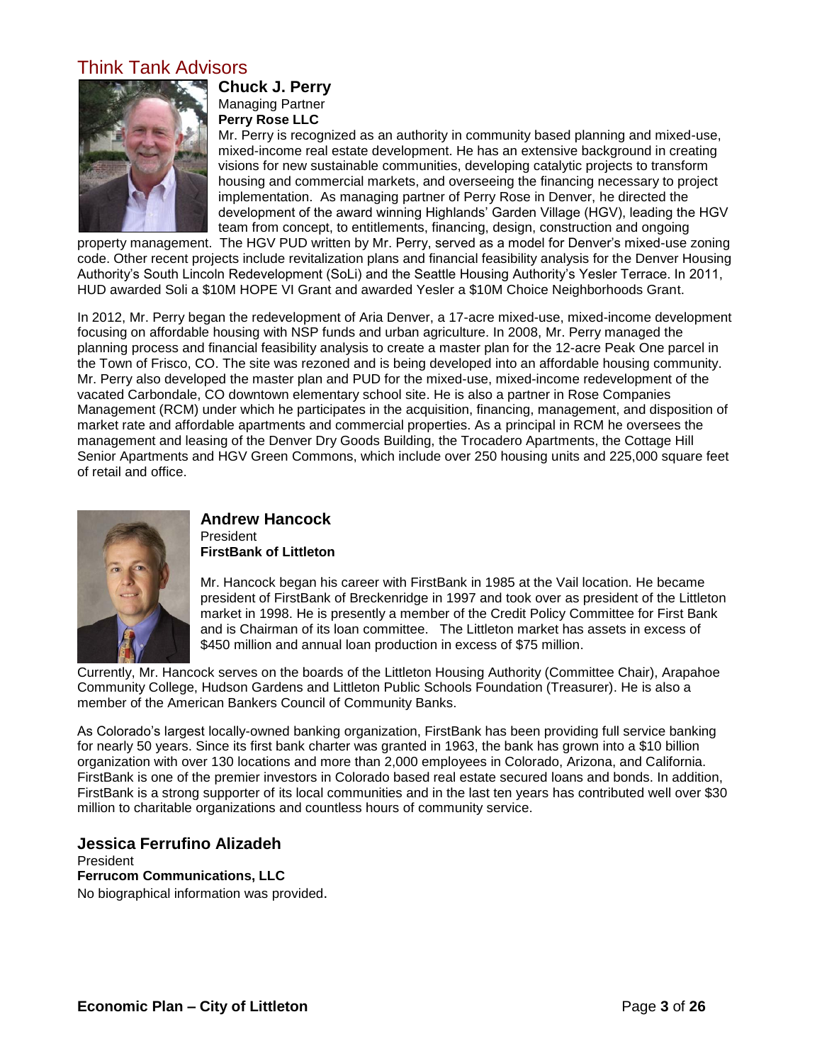## Think Tank Advisors

### Chuck J. Perry

Managing Partner
**Perry Rose LLC**

Mr. Perry is recognized as an authority in community based planning and mixed-use, mixed-income real estate development. He has an extensive background in creating visions for new sustainable communities, developing catalytic projects to transform housing and commercial markets, and overseeing the financing necessary to project implementation. As managing partner of Perry Rose in Denver, he directed the development of the award winning Highlands' Garden Village (HGV), leading the HGV team from concept, to entitlements, financing, design, construction and ongoing property management. The HGV PUD written by Mr. Perry, served as a model for Denver's mixed-use zoning code. Other recent projects include revitalization plans and financial feasibility analysis for the Denver Housing Authority's South Lincoln Redevelopment (SoLi) and the Seattle Housing Authority's Yesler Terrace. In 2011, HUD awarded Soli a $10M HOPE VI Grant and awarded Yesler a $10M Choice Neighborhoods Grant.

In 2012, Mr. Perry began the redevelopment of Aria Denver, a 17-acre mixed-use, mixed-income development focusing on affordable housing with NSP funds and urban agriculture. In 2008, Mr. Perry managed the planning process and financial feasibility analysis to create a master plan for the 12-acre Peak One parcel in the Town of Frisco, CO. The site was rezoned and is being developed into an affordable housing community. Mr. Perry also developed the master plan and PUD for the mixed-use, mixed-income redevelopment of the vacated Carbondale, CO downtown elementary school site. He is also a partner in Rose Companies Management (RCM) under which he participates in the acquisition, financing, management, and disposition of market rate and affordable apartments and commercial properties. As a principal in RCM he oversees the management and leasing of the Denver Dry Goods Building, the Trocadero Apartments, the Cottage Hill Senior Apartments and HGV Green Commons, which include over 250 housing units and 225,000 square feet of retail and office.

### Andrew Hancock

President
**FirstBank of Littleton**

Mr. Hancock began his career with FirstBank in 1985 at the Vail location. He became president of FirstBank of Breckenridge in 1997 and took over as president of the Littleton market in 1998. He is presently a member of the Credit Policy Committee for First Bank and is Chairman of its loan committee. The Littleton market has assets in excess of $450 million and annual loan production in excess of $75 million.

Currently, Mr. Hancock serves on the boards of the Littleton Housing Authority (Committee Chair), Arapahoe Community College, Hudson Gardens and Littleton Public Schools Foundation (Treasurer). He is also a member of the American Bankers Council of Community Banks.

As Colorado's largest locally-owned banking organization, FirstBank has been providing full service banking for nearly 50 years. Since its first bank charter was granted in 1963, the bank has grown into a $10 billion organization with over 130 locations and more than 2,000 employees in Colorado, Arizona, and California. FirstBank is one of the premier investors in Colorado based real estate secured loans and bonds. In addition, FirstBank is a strong supporter of its local communities and in the last ten years has contributed well over $30 million to charitable organizations and countless hours of community service.

### Jessica Ferrufino Alizadeh

President
**Ferrucom Communications, LLC**

No biographical information was provided.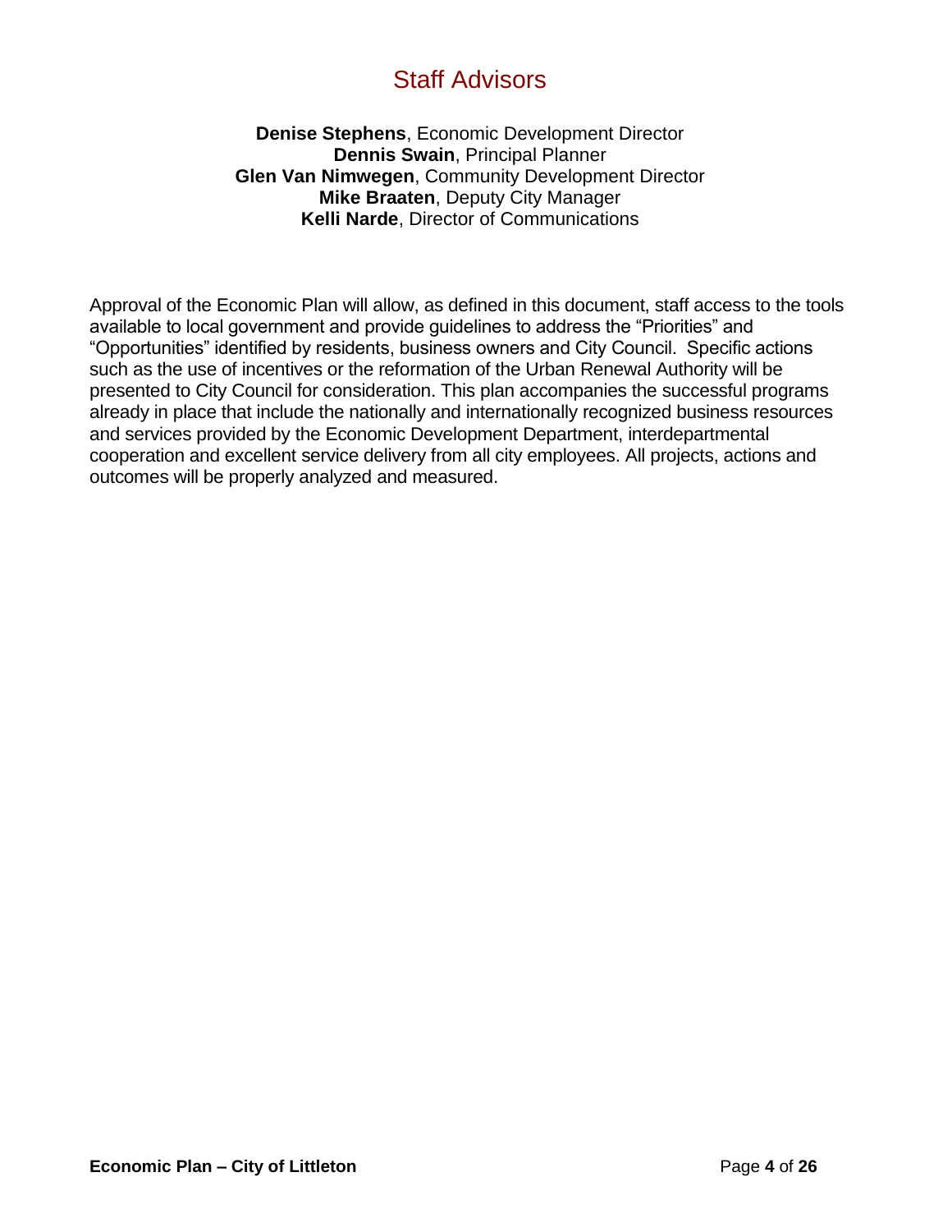# Staff Advisors

**Denise Stephens**, Economic Development Director
**Dennis Swain**, Principal Planner
**Glen Van Nimwegen**, Community Development Director
**Mike Braaten**, Deputy City Manager
**Kelli Narde**, Director of Communications

Approval of the Economic Plan will allow, as defined in this document, staff access to the tools available to local government and provide guidelines to address the "Priorities" and "Opportunities" identified by residents, business owners and City Council. Specific actions such as the use of incentives or the reformation of the Urban Renewal Authority will be presented to City Council for consideration. This plan accompanies the successful programs already in place that include the nationally and internationally recognized business resources and services provided by the Economic Development Department, interdepartmental cooperation and excellent service delivery from all city employees. All projects, actions and outcomes will be properly analyzed and measured.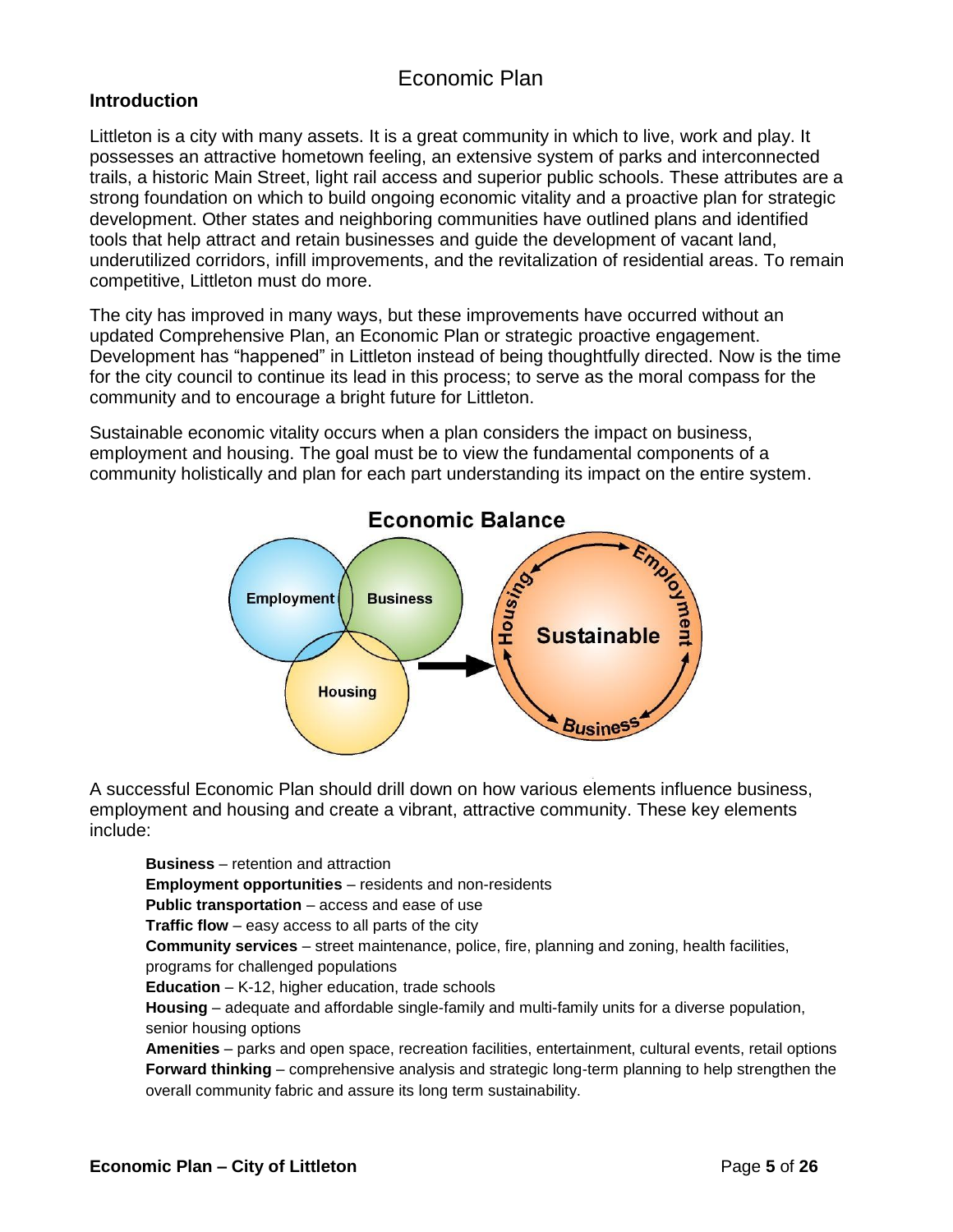# Economic Plan

## Introduction

Littleton is a city with many assets. It is a great community in which to live, work and play. It possesses an attractive hometown feeling, an extensive system of parks and interconnected trails, a historic Main Street, light rail access and superior public schools. These attributes are a strong foundation on which to build ongoing economic vitality and a proactive plan for strategic development. Other states and neighboring communities have outlined plans and identified tools that help attract and retain businesses and guide the development of vacant land, underutilized corridors, infill improvements, and the revitalization of residential areas. To remain competitive, Littleton must do more.

The city has improved in many ways, but these improvements have occurred without an updated Comprehensive Plan, an Economic Plan or strategic proactive engagement. Development has “happened” in Littleton instead of being thoughtfully directed. Now is the time for the city council to continue its lead in this process; to serve as the moral compass for the community and to encourage a bright future for Littleton.

Sustainable economic vitality occurs when a plan considers the impact on business, employment and housing. The goal must be to view the fundamental components of a community holistically and plan for each part understanding its impact on the entire system.

**Economic Balance**

A successful Economic Plan should drill down on how various elements influence business, employment and housing and create a vibrant, attractive community. These key elements include:

**Business** – retention and attraction
**Employment opportunities** – residents and non-residents
**Public transportation** – access and ease of use
**Traffic flow** – easy access to all parts of the city
**Community services** – street maintenance, police, fire, planning and zoning, health facilities, programs for challenged populations
**Education** – K-12, higher education, trade schools
**Housing** – adequate and affordable single-family and multi-family units for a diverse population, senior housing options
**Amenities** – parks and open space, recreation facilities, entertainment, cultural events, retail options
**Forward thinking** – comprehensive analysis and strategic long-term planning to help strengthen the overall community fabric and assure its long term sustainability.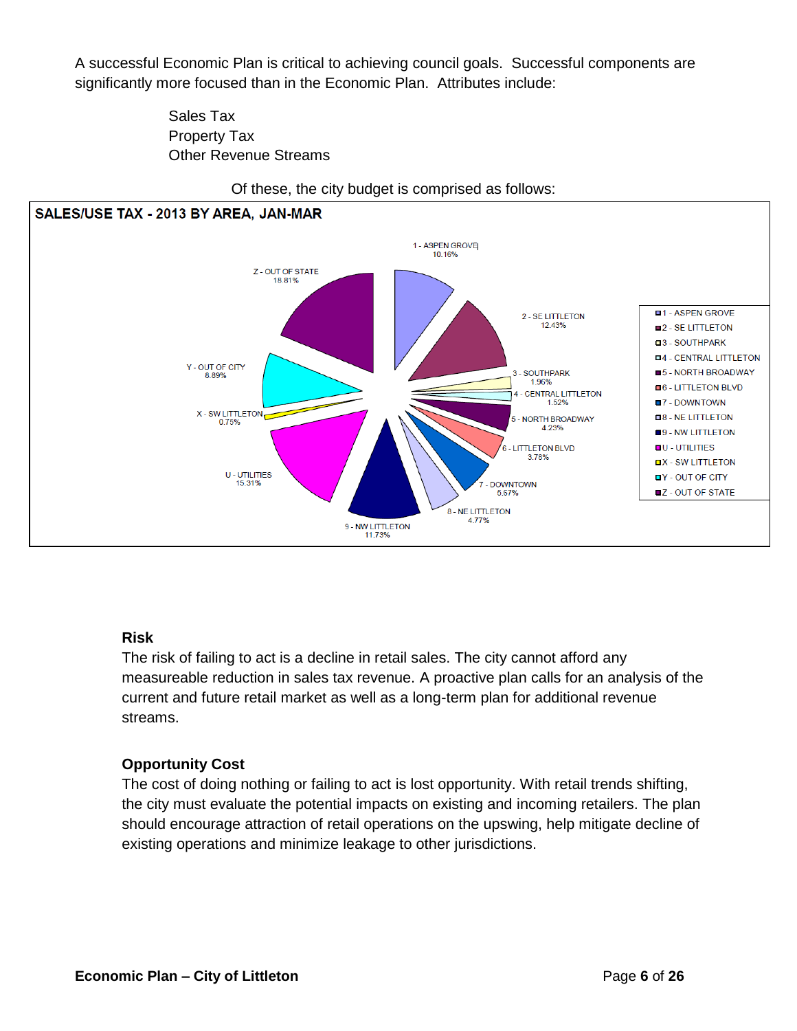A successful Economic Plan is critical to achieving council goals. Successful components are significantly more focused than in the Economic Plan. Attributes include:

- Sales Tax
- Property Tax
- Other Revenue Streams

Of these, the city budget is comprised as follows:

**SALES/USE TAX - 2013 BY AREA, JAN-MAR**

| Area | Percentage |
| --- | --- |
| 1 - ASPEN GROVE | 10.16% |
| 2 - SE LITTLETON | 12.43% |
| 3 - SOUTHPARK | 1.96% |
| 4 - CENTRAL LITTLETON | 1.52% |
| 5 - NORTH BROADWAY | 4.23% |
| 6 - LITTLETON BLVD | 3.78% |
| 7 - DOWNTOWN | 5.57% |
| 8 - NE LITTLETON | 4.77% |
| 9 - NW LITTLETON | 11.73% |
| U - UTILITIES | 15.31% |
| X - SW LITTLETON | 0.75% |
| Y - OUT OF CITY | 8.89% |
| Z - OUT OF STATE | 18.81% |

### Risk

The risk of failing to act is a decline in retail sales. The city cannot afford any measureable reduction in sales tax revenue. A proactive plan calls for an analysis of the current and future retail market as well as a long-term plan for additional revenue streams.

### Opportunity Cost

The cost of doing nothing or failing to act is lost opportunity. With retail trends shifting, the city must evaluate the potential impacts on existing and incoming retailers. The plan should encourage attraction of retail operations on the upswing, help mitigate decline of existing operations and minimize leakage to other jurisdictions.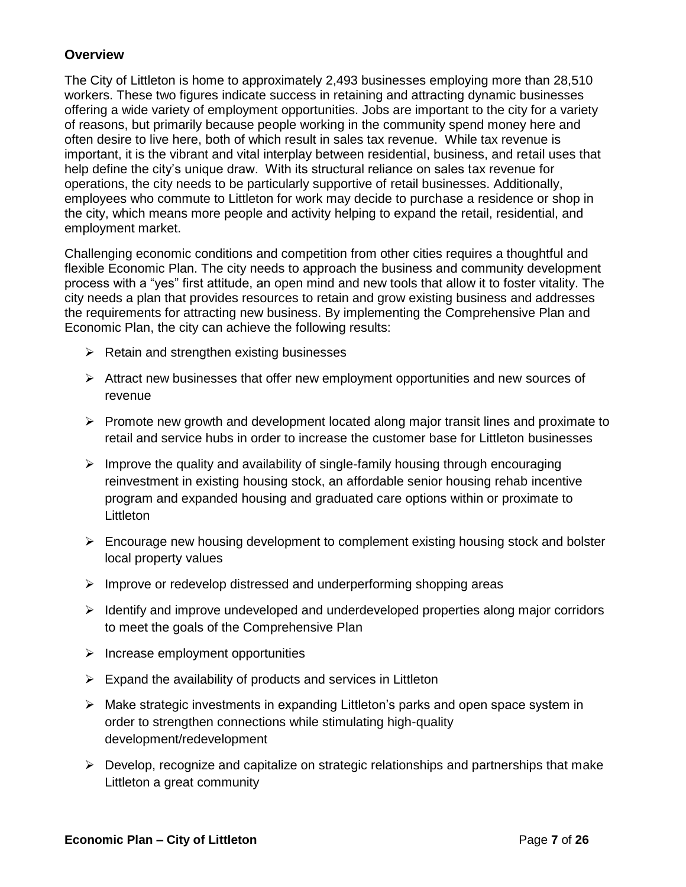## Overview

The City of Littleton is home to approximately 2,493 businesses employing more than 28,510 workers. These two figures indicate success in retaining and attracting dynamic businesses offering a wide variety of employment opportunities. Jobs are important to the city for a variety of reasons, but primarily because people working in the community spend money here and often desire to live here, both of which result in sales tax revenue. While tax revenue is important, it is the vibrant and vital interplay between residential, business, and retail uses that help define the city's unique draw. With its structural reliance on sales tax revenue for operations, the city needs to be particularly supportive of retail businesses. Additionally, employees who commute to Littleton for work may decide to purchase a residence or shop in the city, which means more people and activity helping to expand the retail, residential, and employment market.

Challenging economic conditions and competition from other cities requires a thoughtful and flexible Economic Plan. The city needs to approach the business and community development process with a "yes" first attitude, an open mind and new tools that allow it to foster vitality. The city needs a plan that provides resources to retain and grow existing business and addresses the requirements for attracting new business. By implementing the Comprehensive Plan and Economic Plan, the city can achieve the following results:

- Retain and strengthen existing businesses
- Attract new businesses that offer new employment opportunities and new sources of revenue
- Promote new growth and development located along major transit lines and proximate to retail and service hubs in order to increase the customer base for Littleton businesses
- Improve the quality and availability of single-family housing through encouraging reinvestment in existing housing stock, an affordable senior housing rehab incentive program and expanded housing and graduated care options within or proximate to Littleton
- Encourage new housing development to complement existing housing stock and bolster local property values
- Improve or redevelop distressed and underperforming shopping areas
- Identify and improve undeveloped and underdeveloped properties along major corridors to meet the goals of the Comprehensive Plan
- Increase employment opportunities
- Expand the availability of products and services in Littleton
- Make strategic investments in expanding Littleton's parks and open space system in order to strengthen connections while stimulating high-quality development/redevelopment
- Develop, recognize and capitalize on strategic relationships and partnerships that make Littleton a great community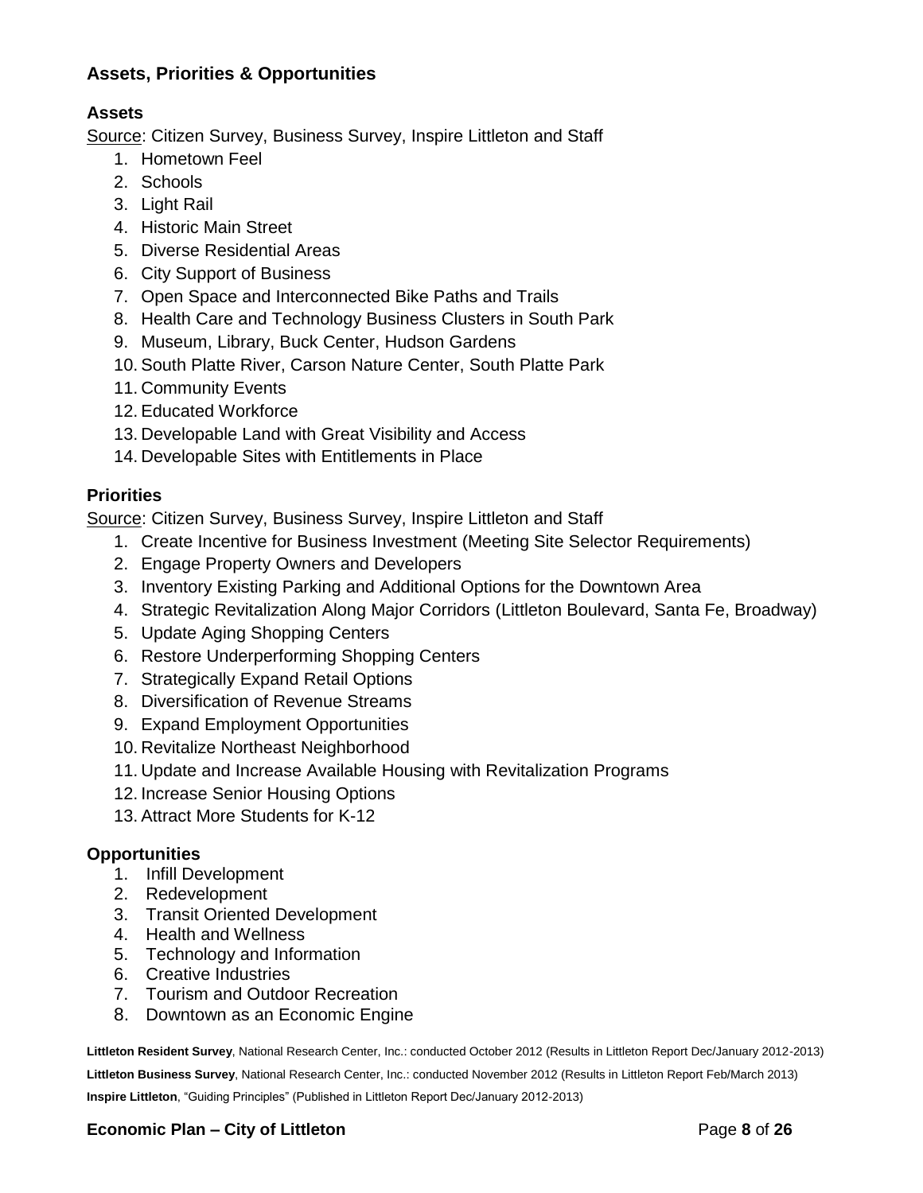## Assets, Priorities & Opportunities

### Assets

Source: Citizen Survey, Business Survey, Inspire Littleton and Staff

1. Hometown Feel
2. Schools
3. Light Rail
4. Historic Main Street
5. Diverse Residential Areas
6. City Support of Business
7. Open Space and Interconnected Bike Paths and Trails
8. Health Care and Technology Business Clusters in South Park
9. Museum, Library, Buck Center, Hudson Gardens
10. South Platte River, Carson Nature Center, South Platte Park
11. Community Events
12. Educated Workforce
13. Developable Land with Great Visibility and Access
14. Developable Sites with Entitlements in Place

### Priorities

Source: Citizen Survey, Business Survey, Inspire Littleton and Staff

1. Create Incentive for Business Investment (Meeting Site Selector Requirements)
2. Engage Property Owners and Developers
3. Inventory Existing Parking and Additional Options for the Downtown Area
4. Strategic Revitalization Along Major Corridors (Littleton Boulevard, Santa Fe, Broadway)
5. Update Aging Shopping Centers
6. Restore Underperforming Shopping Centers
7. Strategically Expand Retail Options
8. Diversification of Revenue Streams
9. Expand Employment Opportunities
10. Revitalize Northeast Neighborhood
11. Update and Increase Available Housing with Revitalization Programs
12. Increase Senior Housing Options
13. Attract More Students for K-12

### Opportunities

1. Infill Development
2. Redevelopment
3. Transit Oriented Development
4. Health and Wellness
5. Technology and Information
6. Creative Industries
7. Tourism and Outdoor Recreation
8. Downtown as an Economic Engine

**Littleton Resident Survey**, National Research Center, Inc.: conducted October 2012 (Results in Littleton Report Dec/January 2012-2013)

**Littleton Business Survey**, National Research Center, Inc.: conducted November 2012 (Results in Littleton Report Feb/March 2013)

**Inspire Littleton**, "Guiding Principles" (Published in Littleton Report Dec/January 2012-2013)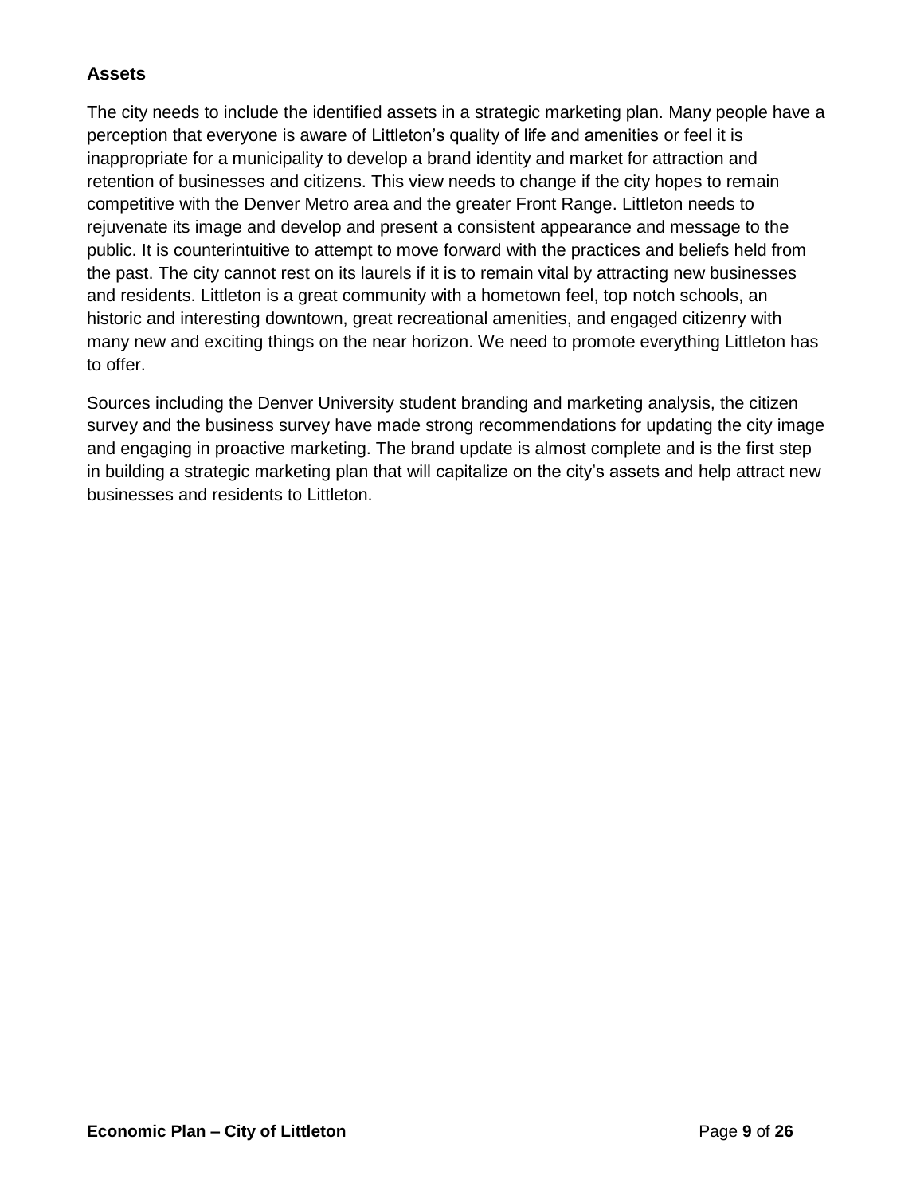### Assets

The city needs to include the identified assets in a strategic marketing plan. Many people have a perception that everyone is aware of Littleton's quality of life and amenities or feel it is inappropriate for a municipality to develop a brand identity and market for attraction and retention of businesses and citizens. This view needs to change if the city hopes to remain competitive with the Denver Metro area and the greater Front Range. Littleton needs to rejuvenate its image and develop and present a consistent appearance and message to the public. It is counterintuitive to attempt to move forward with the practices and beliefs held from the past. The city cannot rest on its laurels if it is to remain vital by attracting new businesses and residents. Littleton is a great community with a hometown feel, top notch schools, an historic and interesting downtown, great recreational amenities, and engaged citizenry with many new and exciting things on the near horizon. We need to promote everything Littleton has to offer.

Sources including the Denver University student branding and marketing analysis, the citizen survey and the business survey have made strong recommendations for updating the city image and engaging in proactive marketing. The brand update is almost complete and is the first step in building a strategic marketing plan that will capitalize on the city's assets and help attract new businesses and residents to Littleton.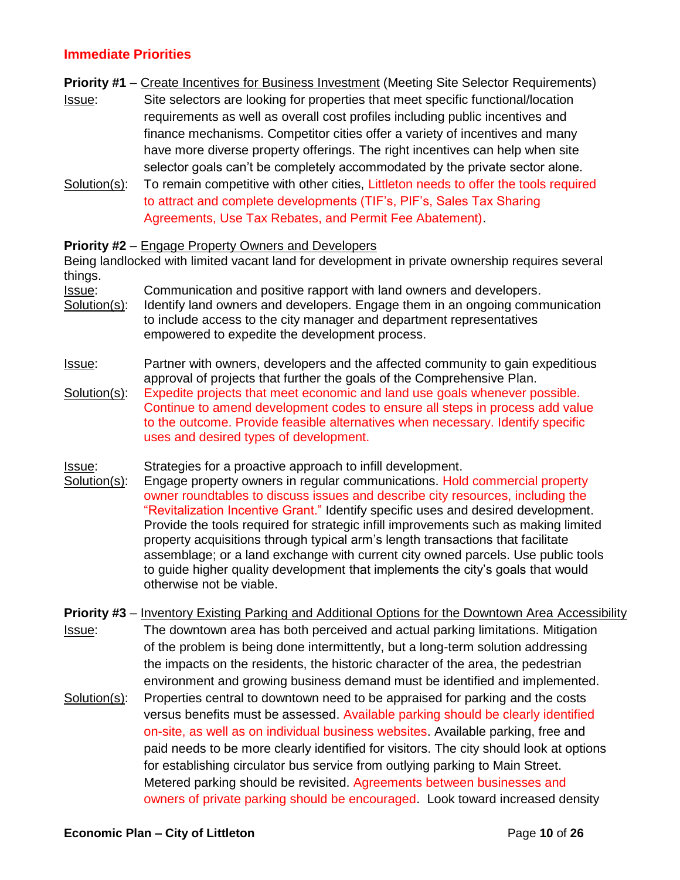## Immediate Priorities

**Priority #1** – Create Incentives for Business Investment (Meeting Site Selector Requirements)

Issue: Site selectors are looking for properties that meet specific functional/location requirements as well as overall cost profiles including public incentives and finance mechanisms. Competitor cities offer a variety of incentives and many have more diverse property offerings. The right incentives can help when site selector goals can't be completely accommodated by the private sector alone.

Solution(s): To remain competitive with other cities, Littleton needs to offer the tools required to attract and complete developments (TIF's, PIF's, Sales Tax Sharing Agreements, Use Tax Rebates, and Permit Fee Abatement).

**Priority #2** – Engage Property Owners and Developers

Being landlocked with limited vacant land for development in private ownership requires several things.

Issue: Communication and positive rapport with land owners and developers.

Solution(s): Identify land owners and developers. Engage them in an ongoing communication to include access to the city manager and department representatives empowered to expedite the development process.

Issue: Partner with owners, developers and the affected community to gain expeditious approval of projects that further the goals of the Comprehensive Plan.

Solution(s): Expedite projects that meet economic and land use goals whenever possible. Continue to amend development codes to ensure all steps in process add value to the outcome. Provide feasible alternatives when necessary. Identify specific uses and desired types of development.

Issue: Strategies for a proactive approach to infill development.

Solution(s): Engage property owners in regular communications. Hold commercial property owner roundtables to discuss issues and describe city resources, including the "Revitalization Incentive Grant." Identify specific uses and desired development. Provide the tools required for strategic infill improvements such as making limited property acquisitions through typical arm's length transactions that facilitate assemblage; or a land exchange with current city owned parcels. Use public tools to guide higher quality development that implements the city's goals that would otherwise not be viable.

**Priority #3** – Inventory Existing Parking and Additional Options for the Downtown Area Accessibility

Issue: The downtown area has both perceived and actual parking limitations. Mitigation of the problem is being done intermittently, but a long-term solution addressing the impacts on the residents, the historic character of the area, the pedestrian environment and growing business demand must be identified and implemented.

Solution(s): Properties central to downtown need to be appraised for parking and the costs versus benefits must be assessed. Available parking should be clearly identified on-site, as well as on individual business websites. Available parking, free and paid needs to be more clearly identified for visitors. The city should look at options for establishing circulator bus service from outlying parking to Main Street. Metered parking should be revisited. Agreements between businesses and owners of private parking should be encouraged. Look toward increased density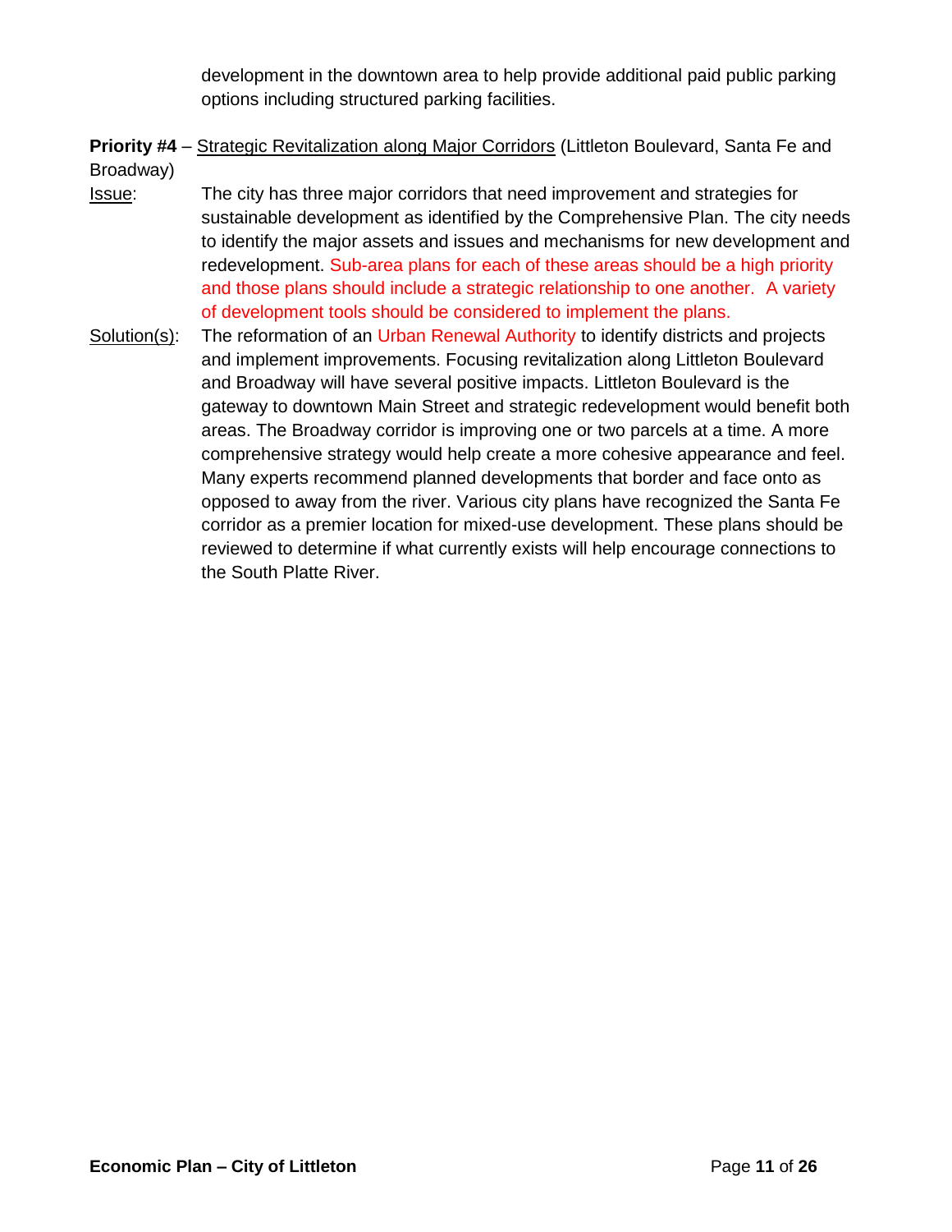development in the downtown area to help provide additional paid public parking options including structured parking facilities.

**Priority #4** – Strategic Revitalization along Major Corridors (Littleton Boulevard, Santa Fe and Broadway)

Issue: The city has three major corridors that need improvement and strategies for sustainable development as identified by the Comprehensive Plan. The city needs to identify the major assets and issues and mechanisms for new development and redevelopment. Sub-area plans for each of these areas should be a high priority and those plans should include a strategic relationship to one another. A variety of development tools should be considered to implement the plans.

Solution(s): The reformation of an Urban Renewal Authority to identify districts and projects and implement improvements. Focusing revitalization along Littleton Boulevard and Broadway will have several positive impacts. Littleton Boulevard is the gateway to downtown Main Street and strategic redevelopment would benefit both areas. The Broadway corridor is improving one or two parcels at a time. A more comprehensive strategy would help create a more cohesive appearance and feel. Many experts recommend planned developments that border and face onto as opposed to away from the river. Various city plans have recognized the Santa Fe corridor as a premier location for mixed-use development. These plans should be reviewed to determine if what currently exists will help encourage connections to the South Platte River.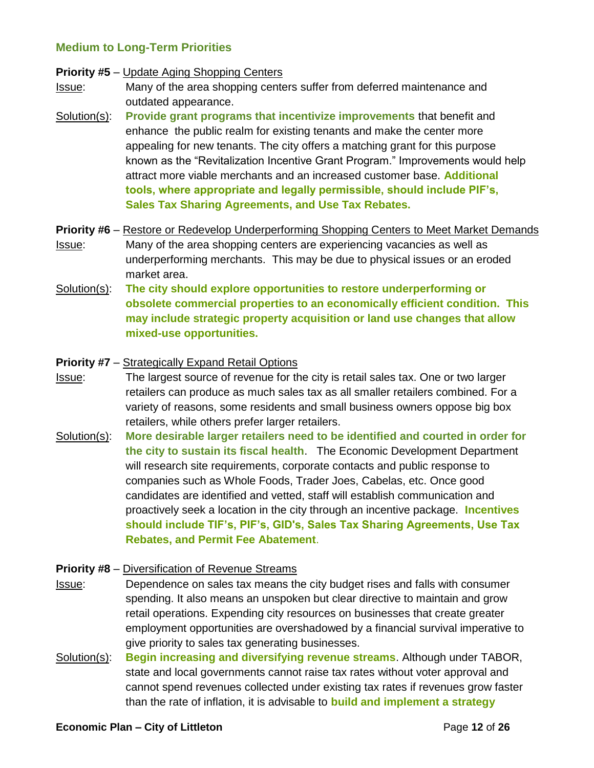### Medium to Long-Term Priorities

**Priority #5** – Update Aging Shopping Centers

Issue: Many of the area shopping centers suffer from deferred maintenance and outdated appearance.

Solution(s): **Provide grant programs that incentivize improvements** that benefit and enhance the public realm for existing tenants and make the center more appealing for new tenants. The city offers a matching grant for this purpose known as the "Revitalization Incentive Grant Program." Improvements would help attract more viable merchants and an increased customer base. **Additional tools, where appropriate and legally permissible, should include PIF's, Sales Tax Sharing Agreements, and Use Tax Rebates.**

**Priority #6** – Restore or Redevelop Underperforming Shopping Centers to Meet Market Demands

Issue: Many of the area shopping centers are experiencing vacancies as well as underperforming merchants. This may be due to physical issues or an eroded market area.

Solution(s): **The city should explore opportunities to restore underperforming or obsolete commercial properties to an economically efficient condition. This may include strategic property acquisition or land use changes that allow mixed-use opportunities.**

**Priority #7** – Strategically Expand Retail Options

Issue: The largest source of revenue for the city is retail sales tax. One or two larger retailers can produce as much sales tax as all smaller retailers combined. For a variety of reasons, some residents and small business owners oppose big box retailers, while others prefer larger retailers.

Solution(s): **More desirable larger retailers need to be identified and courted in order for the city to sustain its fiscal health**. The Economic Development Department will research site requirements, corporate contacts and public response to companies such as Whole Foods, Trader Joes, Cabelas, etc. Once good candidates are identified and vetted, staff will establish communication and proactively seek a location in the city through an incentive package. **Incentives should include TIF's, PIF's, GID's, Sales Tax Sharing Agreements, Use Tax Rebates, and Permit Fee Abatement**.

**Priority #8** – Diversification of Revenue Streams

Issue: Dependence on sales tax means the city budget rises and falls with consumer spending. It also means an unspoken but clear directive to maintain and grow retail operations. Expending city resources on businesses that create greater employment opportunities are overshadowed by a financial survival imperative to give priority to sales tax generating businesses.

Solution(s): **Begin increasing and diversifying revenue streams**. Although under TABOR, state and local governments cannot raise tax rates without voter approval and cannot spend revenues collected under existing tax rates if revenues grow faster than the rate of inflation, it is advisable to **build and implement a strategy**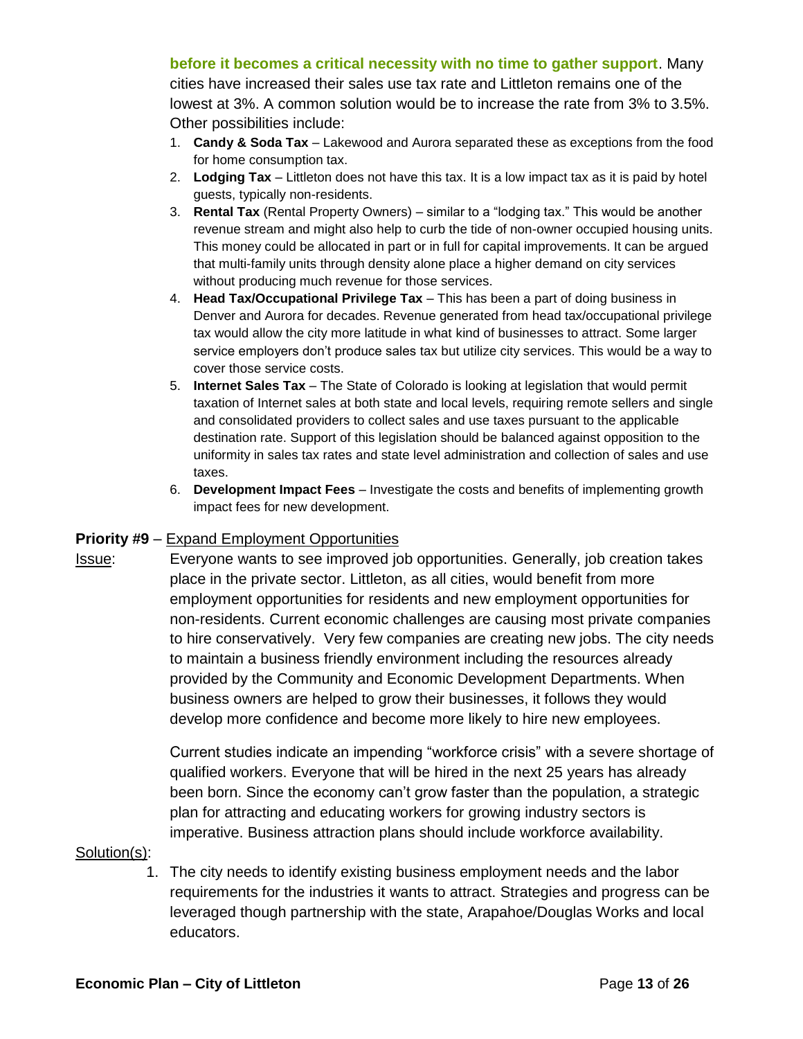**before it becomes a critical necessity with no time to gather support**. Many cities have increased their sales use tax rate and Littleton remains one of the lowest at 3%. A common solution would be to increase the rate from 3% to 3.5%. Other possibilities include:

1. **Candy & Soda Tax** – Lakewood and Aurora separated these as exceptions from the food for home consumption tax.
2. **Lodging Tax** – Littleton does not have this tax. It is a low impact tax as it is paid by hotel guests, typically non-residents.
3. **Rental Tax** (Rental Property Owners) – similar to a “lodging tax.” This would be another revenue stream and might also help to curb the tide of non-owner occupied housing units. This money could be allocated in part or in full for capital improvements. It can be argued that multi-family units through density alone place a higher demand on city services without producing much revenue for those services.
4. **Head Tax/Occupational Privilege Tax** – This has been a part of doing business in Denver and Aurora for decades. Revenue generated from head tax/occupational privilege tax would allow the city more latitude in what kind of businesses to attract. Some larger service employers don’t produce sales tax but utilize city services. This would be a way to cover those service costs.
5. **Internet Sales Tax** – The State of Colorado is looking at legislation that would permit taxation of Internet sales at both state and local levels, requiring remote sellers and single and consolidated providers to collect sales and use taxes pursuant to the applicable destination rate. Support of this legislation should be balanced against opposition to the uniformity in sales tax rates and state level administration and collection of sales and use taxes.
6. **Development Impact Fees** – Investigate the costs and benefits of implementing growth impact fees for new development.

**Priority #9** – <u>Expand Employment Opportunities</u>

<u>Issue</u>: Everyone wants to see improved job opportunities. Generally, job creation takes place in the private sector. Littleton, as all cities, would benefit from more employment opportunities for residents and new employment opportunities for non-residents. Current economic challenges are causing most private companies to hire conservatively. Very few companies are creating new jobs. The city needs to maintain a business friendly environment including the resources already provided by the Community and Economic Development Departments. When business owners are helped to grow their businesses, it follows they would develop more confidence and become more likely to hire new employees.

Current studies indicate an impending “workforce crisis” with a severe shortage of qualified workers. Everyone that will be hired in the next 25 years has already been born. Since the economy can’t grow faster than the population, a strategic plan for attracting and educating workers for growing industry sectors is imperative. Business attraction plans should include workforce availability.

<u>Solution(s)</u>:

1. The city needs to identify existing business employment needs and the labor requirements for the industries it wants to attract. Strategies and progress can be leveraged though partnership with the state, Arapahoe/Douglas Works and local educators.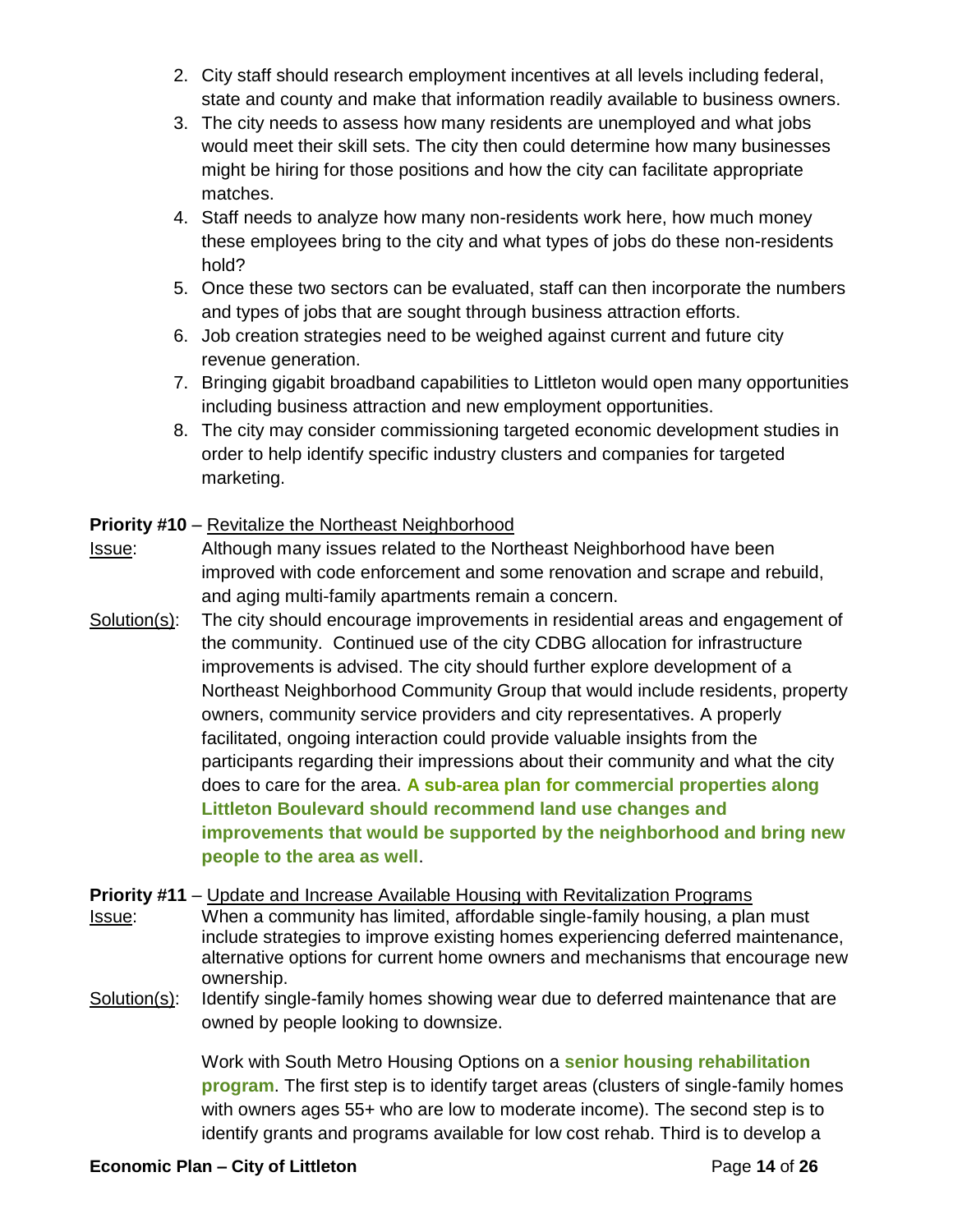2. City staff should research employment incentives at all levels including federal, state and county and make that information readily available to business owners.
3. The city needs to assess how many residents are unemployed and what jobs would meet their skill sets. The city then could determine how many businesses might be hiring for those positions and how the city can facilitate appropriate matches.
4. Staff needs to analyze how many non-residents work here, how much money these employees bring to the city and what types of jobs do these non-residents hold?
5. Once these two sectors can be evaluated, staff can then incorporate the numbers and types of jobs that are sought through business attraction efforts.
6. Job creation strategies need to be weighed against current and future city revenue generation.
7. Bringing gigabit broadband capabilities to Littleton would open many opportunities including business attraction and new employment opportunities.
8. The city may consider commissioning targeted economic development studies in order to help identify specific industry clusters and companies for targeted marketing.

**Priority #10** – Revitalize the Northeast Neighborhood

Issue: Although many issues related to the Northeast Neighborhood have been improved with code enforcement and some renovation and scrape and rebuild, and aging multi-family apartments remain a concern.

Solution(s): The city should encourage improvements in residential areas and engagement of the community. Continued use of the city CDBG allocation for infrastructure improvements is advised. The city should further explore development of a Northeast Neighborhood Community Group that would include residents, property owners, community service providers and city representatives. A properly facilitated, ongoing interaction could provide valuable insights from the participants regarding their impressions about their community and what the city does to care for the area. **A sub-area plan for commercial properties along Littleton Boulevard should recommend land use changes and improvements that would be supported by the neighborhood and bring new people to the area as well**.

**Priority #11** – Update and Increase Available Housing with Revitalization Programs

Issue: When a community has limited, affordable single-family housing, a plan must include strategies to improve existing homes experiencing deferred maintenance, alternative options for current home owners and mechanisms that encourage new ownership.

Solution(s): Identify single-family homes showing wear due to deferred maintenance that are owned by people looking to downsize.

Work with South Metro Housing Options on a **senior housing rehabilitation program**. The first step is to identify target areas (clusters of single-family homes with owners ages 55+ who are low to moderate income). The second step is to identify grants and programs available for low cost rehab. Third is to develop a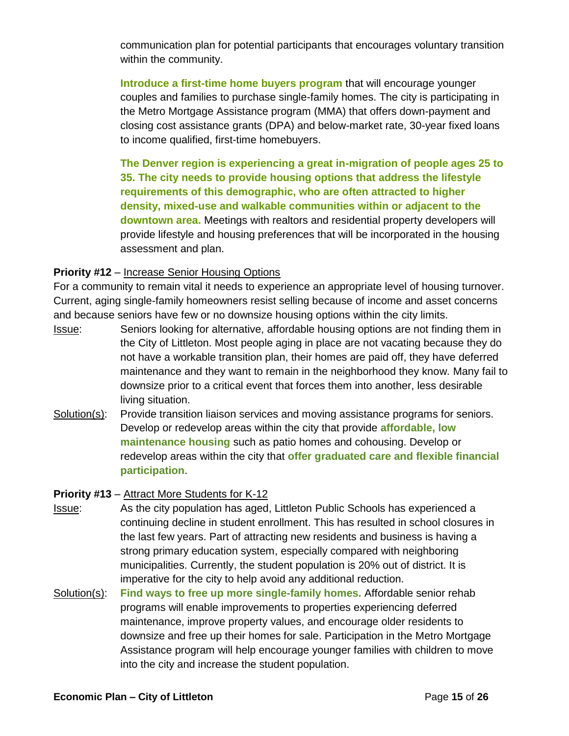communication plan for potential participants that encourages voluntary transition within the community.

**Introduce a first-time home buyers program** that will encourage younger couples and families to purchase single-family homes. The city is participating in the Metro Mortgage Assistance program (MMA) that offers down-payment and closing cost assistance grants (DPA) and below-market rate, 30-year fixed loans to income qualified, first-time homebuyers.

**The Denver region is experiencing a great in-migration of people ages 25 to 35. The city needs to provide housing options that address the lifestyle requirements of this demographic, who are often attracted to higher density, mixed-use and walkable communities within or adjacent to the downtown area.** Meetings with realtors and residential property developers will provide lifestyle and housing preferences that will be incorporated in the housing assessment and plan.

**Priority #12** – Increase Senior Housing Options

For a community to remain vital it needs to experience an appropriate level of housing turnover. Current, aging single-family homeowners resist selling because of income and asset concerns and because seniors have few or no downsize housing options within the city limits.

Issue: Seniors looking for alternative, affordable housing options are not finding them in the City of Littleton. Most people aging in place are not vacating because they do not have a workable transition plan, their homes are paid off, they have deferred maintenance and they want to remain in the neighborhood they know. Many fail to downsize prior to a critical event that forces them into another, less desirable living situation.

Solution(s): Provide transition liaison services and moving assistance programs for seniors. Develop or redevelop areas within the city that provide **affordable, low maintenance housing** such as patio homes and cohousing. Develop or redevelop areas within the city that **offer graduated care and flexible financial participation**.

**Priority #13** – Attract More Students for K-12

Issue: As the city population has aged, Littleton Public Schools has experienced a continuing decline in student enrollment. This has resulted in school closures in the last few years. Part of attracting new residents and business is having a strong primary education system, especially compared with neighboring municipalities. Currently, the student population is 20% out of district. It is imperative for the city to help avoid any additional reduction.

Solution(s): **Find ways to free up more single-family homes.** Affordable senior rehab programs will enable improvements to properties experiencing deferred maintenance, improve property values, and encourage older residents to downsize and free up their homes for sale. Participation in the Metro Mortgage Assistance program will help encourage younger families with children to move into the city and increase the student population.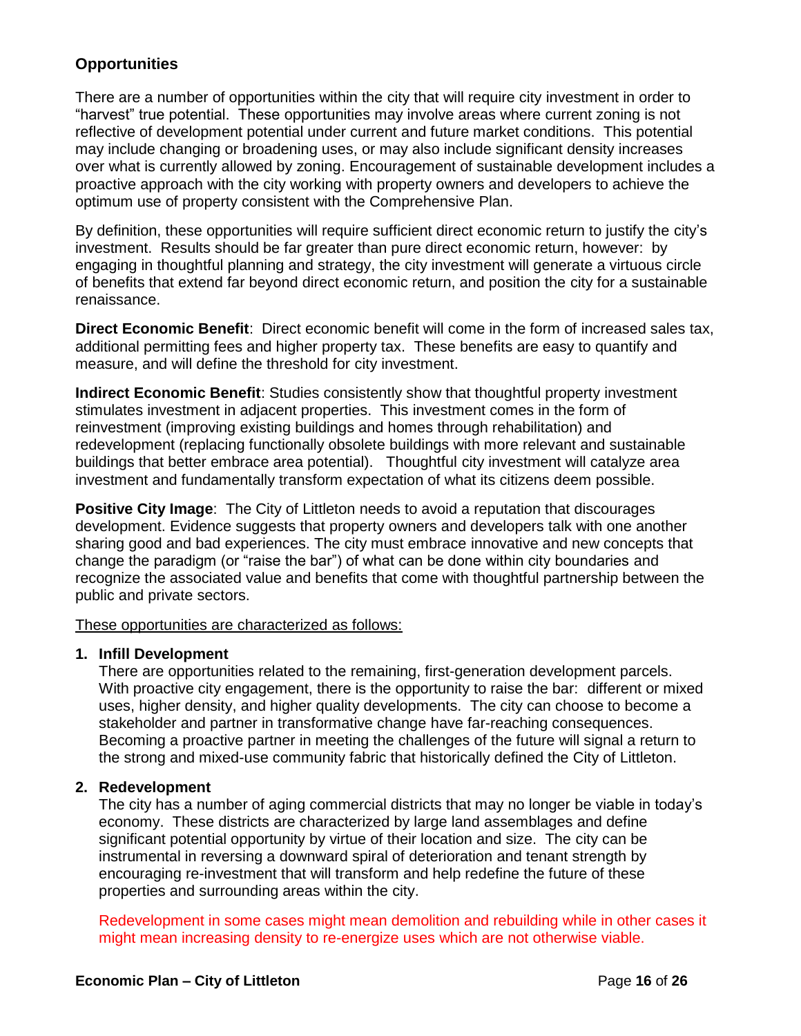## Opportunities

There are a number of opportunities within the city that will require city investment in order to "harvest" true potential. These opportunities may involve areas where current zoning is not reflective of development potential under current and future market conditions. This potential may include changing or broadening uses, or may also include significant density increases over what is currently allowed by zoning. Encouragement of sustainable development includes a proactive approach with the city working with property owners and developers to achieve the optimum use of property consistent with the Comprehensive Plan.

By definition, these opportunities will require sufficient direct economic return to justify the city's investment. Results should be far greater than pure direct economic return, however: by engaging in thoughtful planning and strategy, the city investment will generate a virtuous circle of benefits that extend far beyond direct economic return, and position the city for a sustainable renaissance.

**Direct Economic Benefit**: Direct economic benefit will come in the form of increased sales tax, additional permitting fees and higher property tax. These benefits are easy to quantify and measure, and will define the threshold for city investment.

**Indirect Economic Benefit**: Studies consistently show that thoughtful property investment stimulates investment in adjacent properties. This investment comes in the form of reinvestment (improving existing buildings and homes through rehabilitation) and redevelopment (replacing functionally obsolete buildings with more relevant and sustainable buildings that better embrace area potential). Thoughtful city investment will catalyze area investment and fundamentally transform expectation of what its citizens deem possible.

**Positive City Image**: The City of Littleton needs to avoid a reputation that discourages development. Evidence suggests that property owners and developers talk with one another sharing good and bad experiences. The city must embrace innovative and new concepts that change the paradigm (or "raise the bar") of what can be done within city boundaries and recognize the associated value and benefits that come with thoughtful partnership between the public and private sectors.

<u>These opportunities are characterized as follows:</u>

1. **Infill Development**
   There are opportunities related to the remaining, first-generation development parcels. With proactive city engagement, there is the opportunity to raise the bar: different or mixed uses, higher density, and higher quality developments. The city can choose to become a stakeholder and partner in transformative change have far-reaching consequences. Becoming a proactive partner in meeting the challenges of the future will signal a return to the strong and mixed-use community fabric that historically defined the City of Littleton.

2. **Redevelopment**
   The city has a number of aging commercial districts that may no longer be viable in today's economy. These districts are characterized by large land assemblages and define significant potential opportunity by virtue of their location and size. The city can be instrumental in reversing a downward spiral of deterioration and tenant strength by encouraging re-investment that will transform and help redefine the future of these properties and surrounding areas within the city.

   Redevelopment in some cases might mean demolition and rebuilding while in other cases it might mean increasing density to re-energize uses which are not otherwise viable.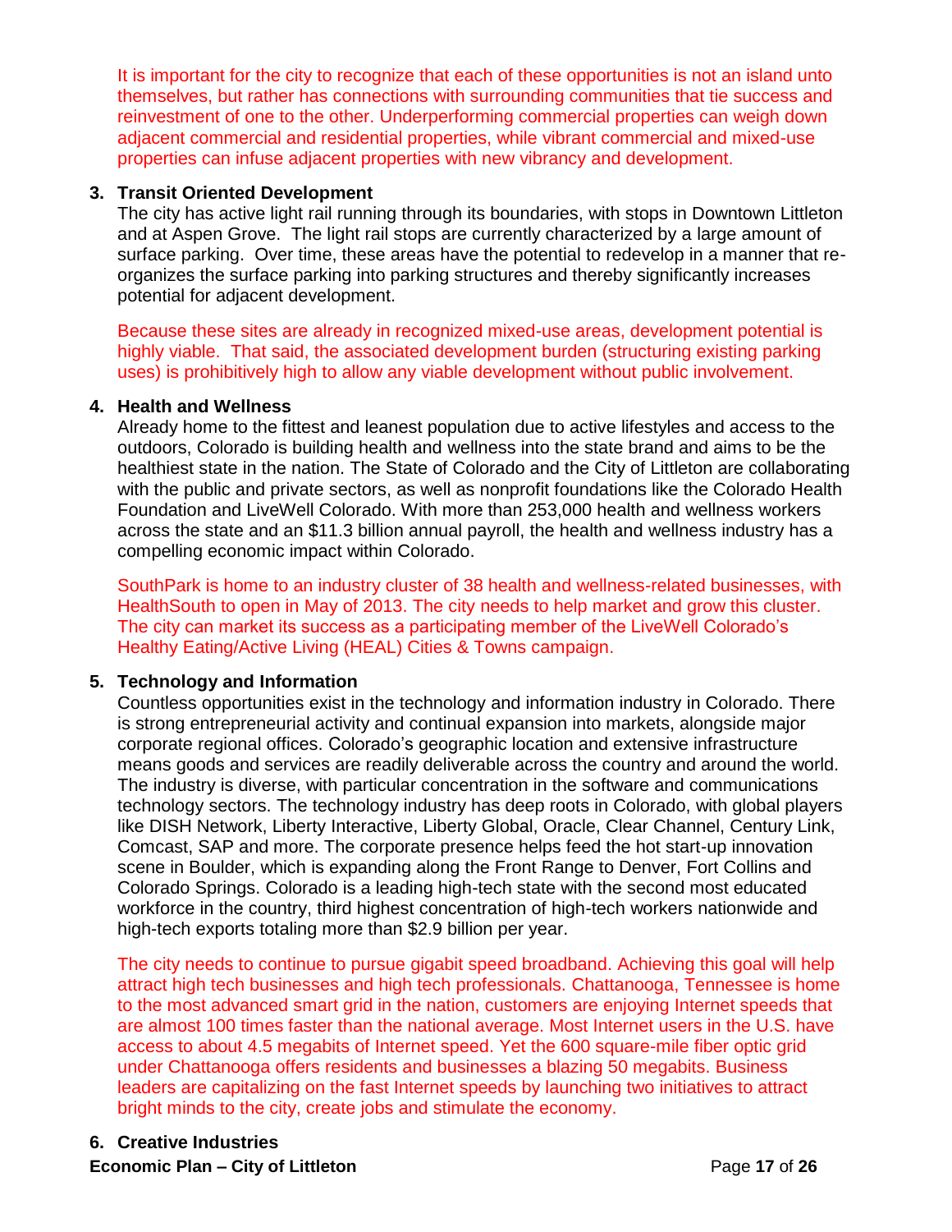It is important for the city to recognize that each of these opportunities is not an island unto themselves, but rather has connections with surrounding communities that tie success and reinvestment of one to the other. Underperforming commercial properties can weigh down adjacent commercial and residential properties, while vibrant commercial and mixed-use properties can infuse adjacent properties with new vibrancy and development.

3. **Transit Oriented Development**

   The city has active light rail running through its boundaries, with stops in Downtown Littleton and at Aspen Grove. The light rail stops are currently characterized by a large amount of surface parking. Over time, these areas have the potential to redevelop in a manner that re-organizes the surface parking into parking structures and thereby significantly increases potential for adjacent development.

   Because these sites are already in recognized mixed-use areas, development potential is highly viable. That said, the associated development burden (structuring existing parking uses) is prohibitively high to allow any viable development without public involvement.

4. **Health and Wellness**

   Already home to the fittest and leanest population due to active lifestyles and access to the outdoors, Colorado is building health and wellness into the state brand and aims to be the healthiest state in the nation. The State of Colorado and the City of Littleton are collaborating with the public and private sectors, as well as nonprofit foundations like the Colorado Health Foundation and LiveWell Colorado. With more than 253,000 health and wellness workers across the state and an $11.3 billion annual payroll, the health and wellness industry has a compelling economic impact within Colorado.

   SouthPark is home to an industry cluster of 38 health and wellness-related businesses, with HealthSouth to open in May of 2013. The city needs to help market and grow this cluster. The city can market its success as a participating member of the LiveWell Colorado's Healthy Eating/Active Living (HEAL) Cities & Towns campaign.

5. **Technology and Information**

   Countless opportunities exist in the technology and information industry in Colorado. There is strong entrepreneurial activity and continual expansion into markets, alongside major corporate regional offices. Colorado's geographic location and extensive infrastructure means goods and services are readily deliverable across the country and around the world. The industry is diverse, with particular concentration in the software and communications technology sectors. The technology industry has deep roots in Colorado, with global players like DISH Network, Liberty Interactive, Liberty Global, Oracle, Clear Channel, Century Link, Comcast, SAP and more. The corporate presence helps feed the hot start-up innovation scene in Boulder, which is expanding along the Front Range to Denver, Fort Collins and Colorado Springs. Colorado is a leading high-tech state with the second most educated workforce in the country, third highest concentration of high-tech workers nationwide and high-tech exports totaling more than $2.9 billion per year.

   The city needs to continue to pursue gigabit speed broadband. Achieving this goal will help attract high tech businesses and high tech professionals. Chattanooga, Tennessee is home to the most advanced smart grid in the nation, customers are enjoying Internet speeds that are almost 100 times faster than the national average. Most Internet users in the U.S. have access to about 4.5 megabits of Internet speed. Yet the 600 square-mile fiber optic grid under Chattanooga offers residents and businesses a blazing 50 megabits. Business leaders are capitalizing on the fast Internet speeds by launching two initiatives to attract bright minds to the city, create jobs and stimulate the economy.

6. **Creative Industries**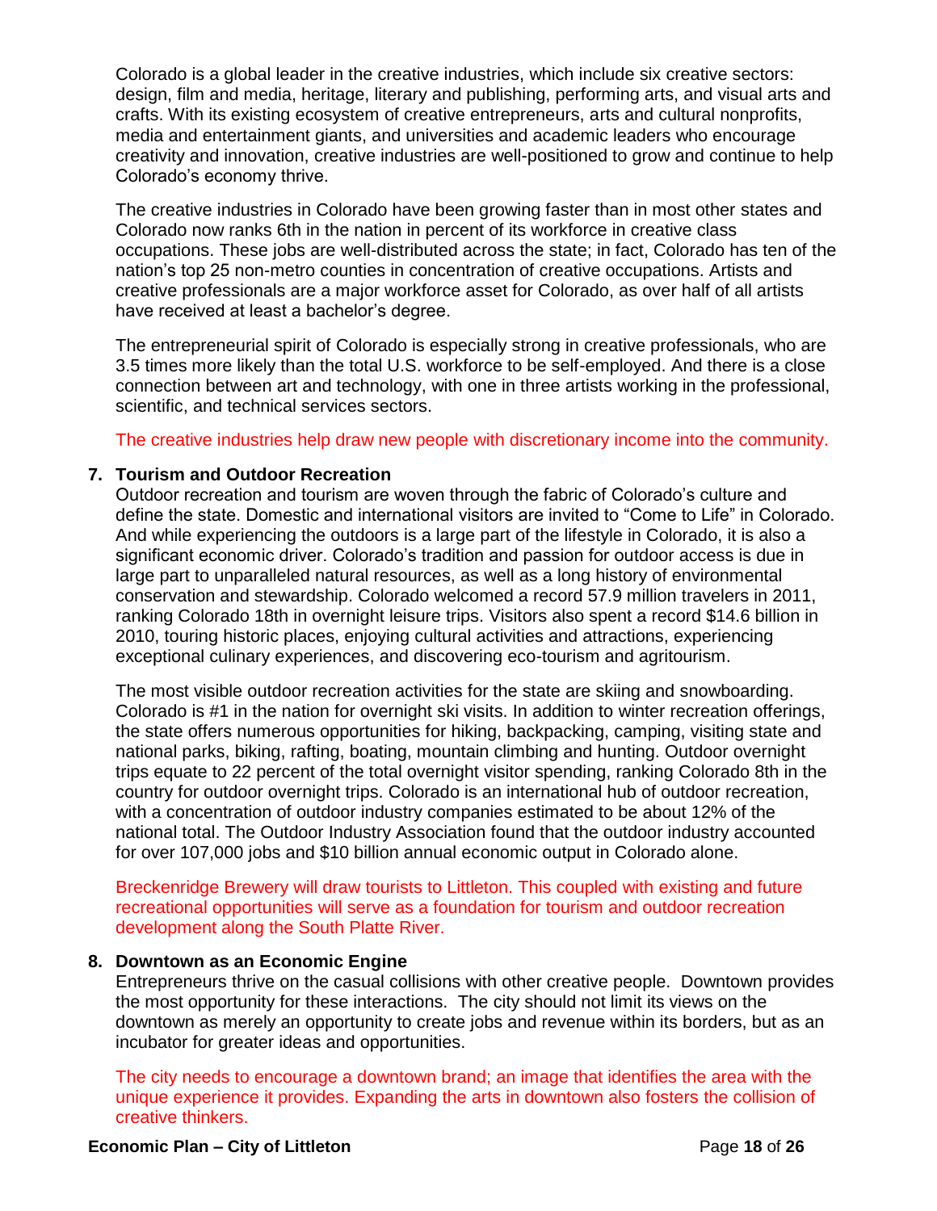Colorado is a global leader in the creative industries, which include six creative sectors: design, film and media, heritage, literary and publishing, performing arts, and visual arts and crafts. With its existing ecosystem of creative entrepreneurs, arts and cultural nonprofits, media and entertainment giants, and universities and academic leaders who encourage creativity and innovation, creative industries are well-positioned to grow and continue to help Colorado's economy thrive.

The creative industries in Colorado have been growing faster than in most other states and Colorado now ranks 6th in the nation in percent of its workforce in creative class occupations. These jobs are well-distributed across the state; in fact, Colorado has ten of the nation's top 25 non-metro counties in concentration of creative occupations. Artists and creative professionals are a major workforce asset for Colorado, as over half of all artists have received at least a bachelor's degree.

The entrepreneurial spirit of Colorado is especially strong in creative professionals, who are 3.5 times more likely than the total U.S. workforce to be self-employed. And there is a close connection between art and technology, with one in three artists working in the professional, scientific, and technical services sectors.

The creative industries help draw new people with discretionary income into the community.

**7. Tourism and Outdoor Recreation**

Outdoor recreation and tourism are woven through the fabric of Colorado's culture and define the state. Domestic and international visitors are invited to "Come to Life" in Colorado. And while experiencing the outdoors is a large part of the lifestyle in Colorado, it is also a significant economic driver. Colorado's tradition and passion for outdoor access is due in large part to unparalleled natural resources, as well as a long history of environmental conservation and stewardship. Colorado welcomed a record 57.9 million travelers in 2011, ranking Colorado 18th in overnight leisure trips. Visitors also spent a record $14.6 billion in 2010, touring historic places, enjoying cultural activities and attractions, experiencing exceptional culinary experiences, and discovering eco-tourism and agritourism.

The most visible outdoor recreation activities for the state are skiing and snowboarding. Colorado is #1 in the nation for overnight ski visits. In addition to winter recreation offerings, the state offers numerous opportunities for hiking, backpacking, camping, visiting state and national parks, biking, rafting, boating, mountain climbing and hunting. Outdoor overnight trips equate to 22 percent of the total overnight visitor spending, ranking Colorado 8th in the country for outdoor overnight trips. Colorado is an international hub of outdoor recreation, with a concentration of outdoor industry companies estimated to be about 12% of the national total. The Outdoor Industry Association found that the outdoor industry accounted for over 107,000 jobs and $10 billion annual economic output in Colorado alone.

Breckenridge Brewery will draw tourists to Littleton. This coupled with existing and future recreational opportunities will serve as a foundation for tourism and outdoor recreation development along the South Platte River.

**8. Downtown as an Economic Engine**

Entrepreneurs thrive on the casual collisions with other creative people. Downtown provides the most opportunity for these interactions. The city should not limit its views on the downtown as merely an opportunity to create jobs and revenue within its borders, but as an incubator for greater ideas and opportunities.

The city needs to encourage a downtown brand; an image that identifies the area with the unique experience it provides. Expanding the arts in downtown also fosters the collision of creative thinkers.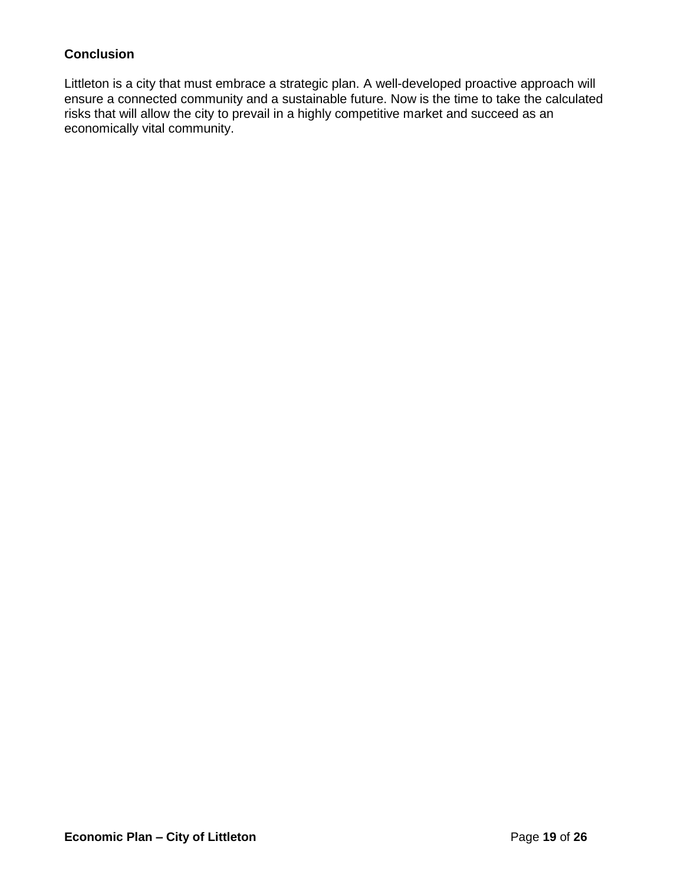## Conclusion

Littleton is a city that must embrace a strategic plan. A well-developed proactive approach will ensure a connected community and a sustainable future. Now is the time to take the calculated risks that will allow the city to prevail in a highly competitive market and succeed as an economically vital community.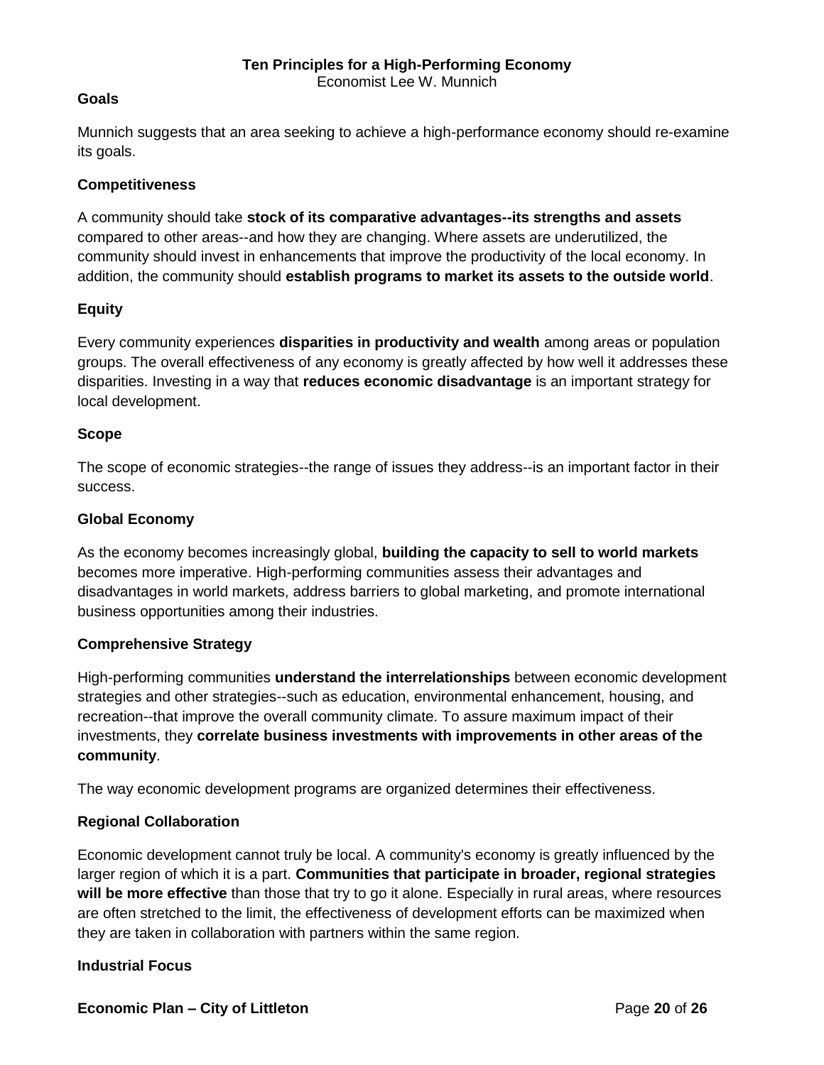**Ten Principles for a High-Performing Economy**

Economist Lee W. Munnich

**Goals**

Munnich suggests that an area seeking to achieve a high-performance economy should re-examine its goals.

**Competitiveness**

A community should take **stock of its comparative advantages--its strengths and assets** compared to other areas--and how they are changing. Where assets are underutilized, the community should invest in enhancements that improve the productivity of the local economy. In addition, the community should **establish programs to market its assets to the outside world**.

**Equity**

Every community experiences **disparities in productivity and wealth** among areas or population groups. The overall effectiveness of any economy is greatly affected by how well it addresses these disparities. Investing in a way that **reduces economic disadvantage** is an important strategy for local development.

**Scope**

The scope of economic strategies--the range of issues they address--is an important factor in their success.

**Global Economy**

As the economy becomes increasingly global, **building the capacity to sell to world markets** becomes more imperative. High-performing communities assess their advantages and disadvantages in world markets, address barriers to global marketing, and promote international business opportunities among their industries.

**Comprehensive Strategy**

High-performing communities **understand the interrelationships** between economic development strategies and other strategies--such as education, environmental enhancement, housing, and recreation--that improve the overall community climate. To assure maximum impact of their investments, they **correlate business investments with improvements in other areas of the community**.

The way economic development programs are organized determines their effectiveness.

**Regional Collaboration**

Economic development cannot truly be local. A community's economy is greatly influenced by the larger region of which it is a part. **Communities that participate in broader, regional strategies will be more effective** than those that try to go it alone. Especially in rural areas, where resources are often stretched to the limit, the effectiveness of development efforts can be maximized when they are taken in collaboration with partners within the same region.

**Industrial Focus**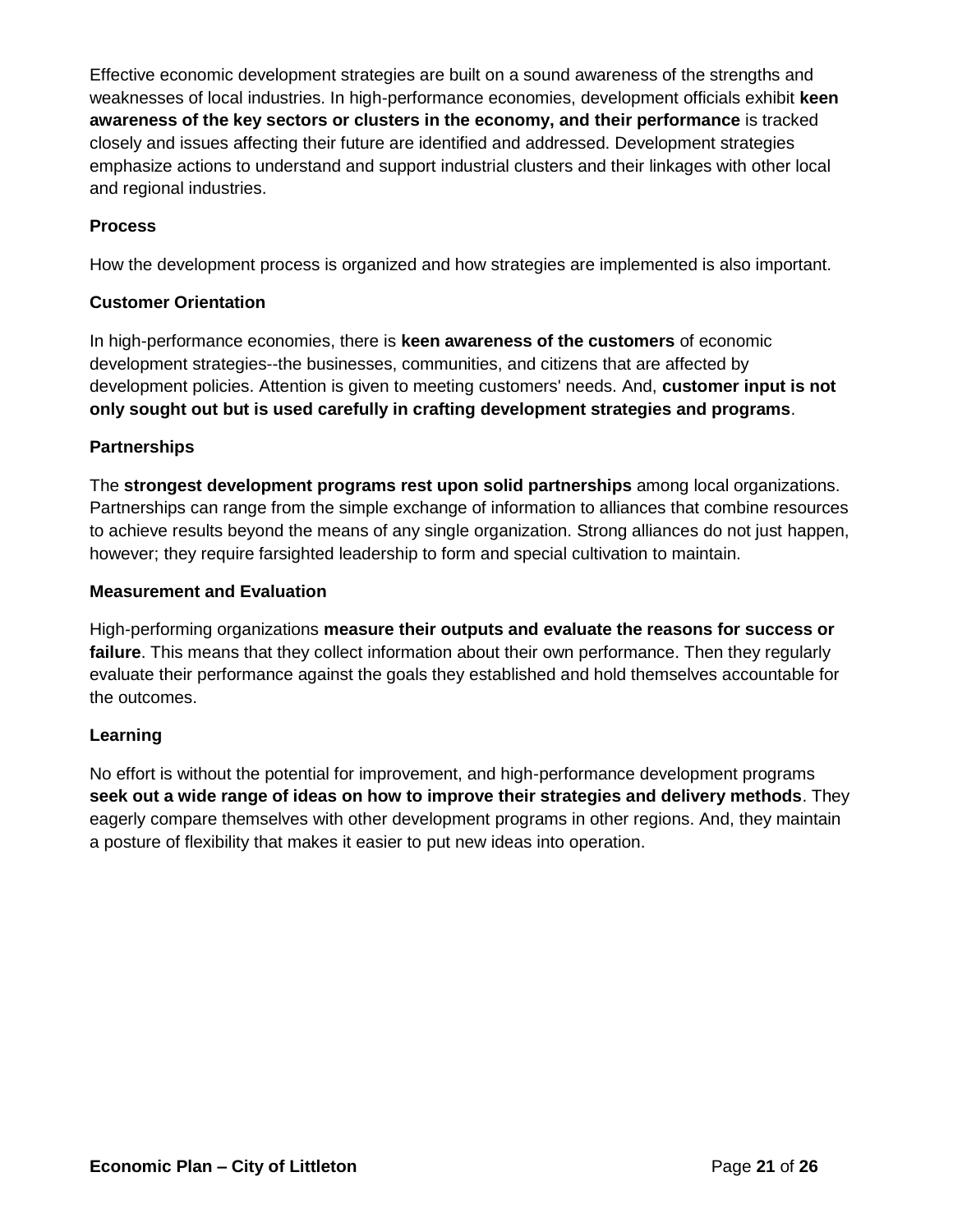Effective economic development strategies are built on a sound awareness of the strengths and weaknesses of local industries. In high-performance economies, development officials exhibit **keen awareness of the key sectors or clusters in the economy, and their performance** is tracked closely and issues affecting their future are identified and addressed. Development strategies emphasize actions to understand and support industrial clusters and their linkages with other local and regional industries.

**Process**

How the development process is organized and how strategies are implemented is also important.

**Customer Orientation**

In high-performance economies, there is **keen awareness of the customers** of economic development strategies--the businesses, communities, and citizens that are affected by development policies. Attention is given to meeting customers' needs. And, **customer input is not only sought out but is used carefully in crafting development strategies and programs**.

**Partnerships**

The **strongest development programs rest upon solid partnerships** among local organizations. Partnerships can range from the simple exchange of information to alliances that combine resources to achieve results beyond the means of any single organization. Strong alliances do not just happen, however; they require farsighted leadership to form and special cultivation to maintain.

**Measurement and Evaluation**

High-performing organizations **measure their outputs and evaluate the reasons for success or failure**. This means that they collect information about their own performance. Then they regularly evaluate their performance against the goals they established and hold themselves accountable for the outcomes.

**Learning**

No effort is without the potential for improvement, and high-performance development programs **seek out a wide range of ideas on how to improve their strategies and delivery methods**. They eagerly compare themselves with other development programs in other regions. And, they maintain a posture of flexibility that makes it easier to put new ideas into operation.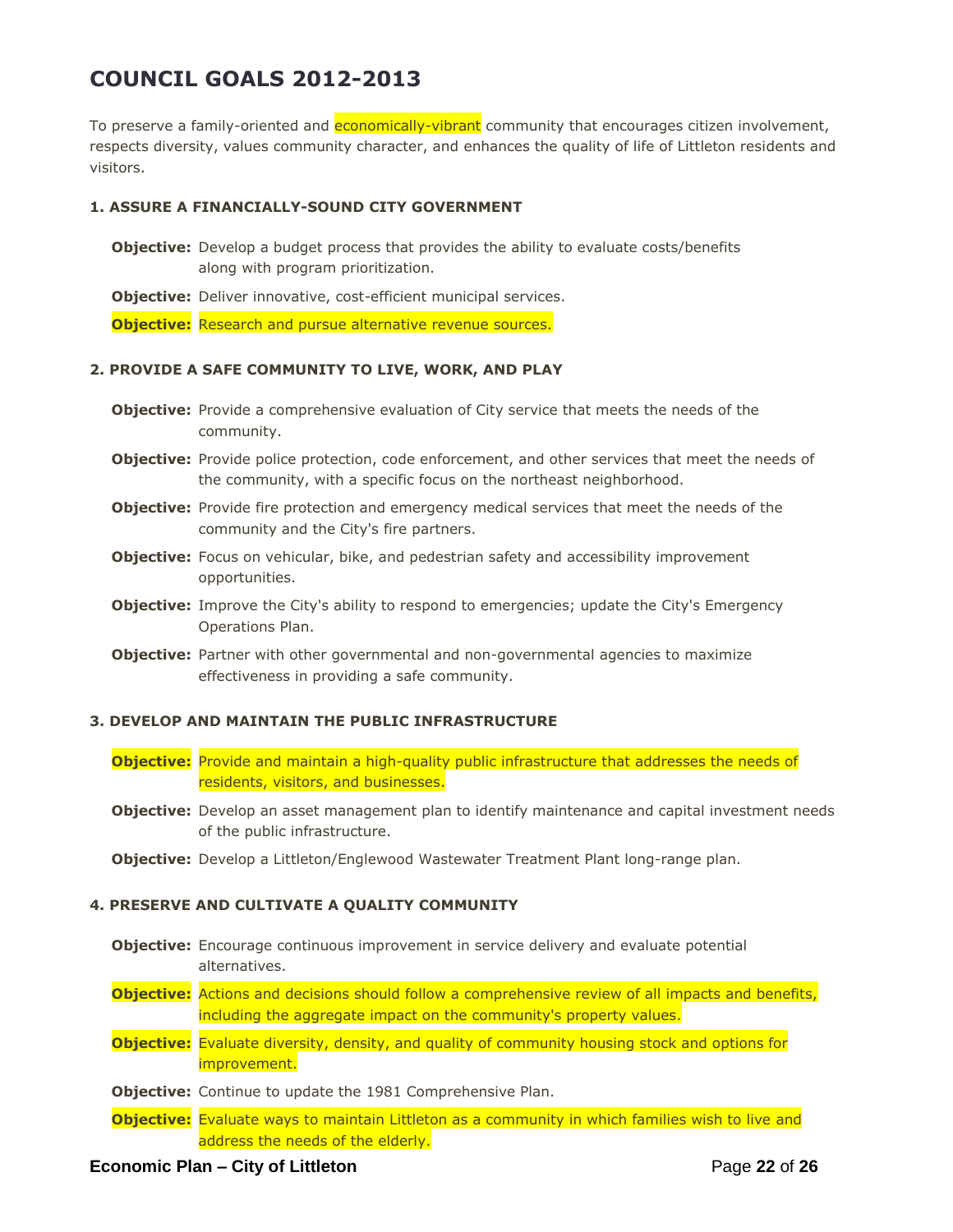# COUNCIL GOALS 2012-2013

To preserve a family-oriented and economically-vibrant community that encourages citizen involvement, respects diversity, values community character, and enhances the quality of life of Littleton residents and visitors.

### 1. ASSURE A FINANCIALLY-SOUND CITY GOVERNMENT

**Objective:** Develop a budget process that provides the ability to evaluate costs/benefits along with program prioritization.

**Objective:** Deliver innovative, cost-efficient municipal services.

**Objective:** Research and pursue alternative revenue sources.

### 2. PROVIDE A SAFE COMMUNITY TO LIVE, WORK, AND PLAY

**Objective:** Provide a comprehensive evaluation of City service that meets the needs of the community.

**Objective:** Provide police protection, code enforcement, and other services that meet the needs of the community, with a specific focus on the northeast neighborhood.

**Objective:** Provide fire protection and emergency medical services that meet the needs of the community and the City's fire partners.

**Objective:** Focus on vehicular, bike, and pedestrian safety and accessibility improvement opportunities.

**Objective:** Improve the City's ability to respond to emergencies; update the City's Emergency Operations Plan.

**Objective:** Partner with other governmental and non-governmental agencies to maximize effectiveness in providing a safe community.

### 3. DEVELOP AND MAINTAIN THE PUBLIC INFRASTRUCTURE

**Objective:** Provide and maintain a high-quality public infrastructure that addresses the needs of residents, visitors, and businesses.

**Objective:** Develop an asset management plan to identify maintenance and capital investment needs of the public infrastructure.

**Objective:** Develop a Littleton/Englewood Wastewater Treatment Plant long-range plan.

### 4. PRESERVE AND CULTIVATE A QUALITY COMMUNITY

**Objective:** Encourage continuous improvement in service delivery and evaluate potential alternatives.

**Objective:** Actions and decisions should follow a comprehensive review of all impacts and benefits, including the aggregate impact on the community's property values.

**Objective:** Evaluate diversity, density, and quality of community housing stock and options for improvement.

**Objective:** Continue to update the 1981 Comprehensive Plan.

**Objective:** Evaluate ways to maintain Littleton as a community in which families wish to live and address the needs of the elderly.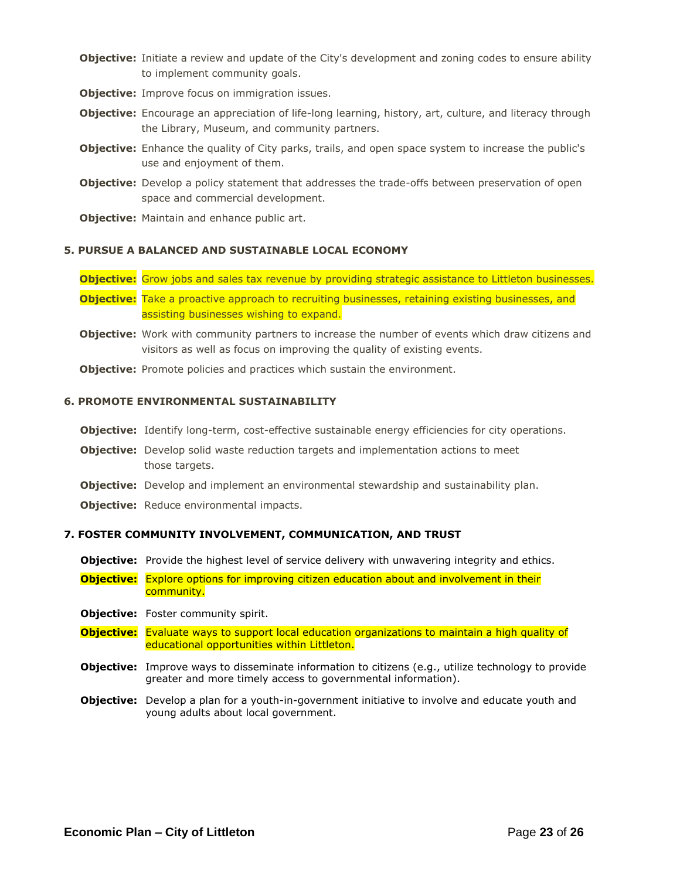**Objective:** Initiate a review and update of the City's development and zoning codes to ensure ability to implement community goals.

**Objective:** Improve focus on immigration issues.

**Objective:** Encourage an appreciation of life-long learning, history, art, culture, and literacy through the Library, Museum, and community partners.

**Objective:** Enhance the quality of City parks, trails, and open space system to increase the public's use and enjoyment of them.

**Objective:** Develop a policy statement that addresses the trade-offs between preservation of open space and commercial development.

**Objective:** Maintain and enhance public art.

### 5. PURSUE A BALANCED AND SUSTAINABLE LOCAL ECONOMY

**Objective:** Grow jobs and sales tax revenue by providing strategic assistance to Littleton businesses.

**Objective:** Take a proactive approach to recruiting businesses, retaining existing businesses, and assisting businesses wishing to expand.

**Objective:** Work with community partners to increase the number of events which draw citizens and visitors as well as focus on improving the quality of existing events.

**Objective:** Promote policies and practices which sustain the environment.

### 6. PROMOTE ENVIRONMENTAL SUSTAINABILITY

**Objective:** Identify long-term, cost-effective sustainable energy efficiencies for city operations.

**Objective:** Develop solid waste reduction targets and implementation actions to meet those targets.

**Objective:** Develop and implement an environmental stewardship and sustainability plan.

**Objective:** Reduce environmental impacts.

### 7. FOSTER COMMUNITY INVOLVEMENT, COMMUNICATION, AND TRUST

**Objective:** Provide the highest level of service delivery with unwavering integrity and ethics.

**Objective:** Explore options for improving citizen education about and involvement in their community.

**Objective:** Foster community spirit.

**Objective:** Evaluate ways to support local education organizations to maintain a high quality of educational opportunities within Littleton.

**Objective:** Improve ways to disseminate information to citizens (e.g., utilize technology to provide greater and more timely access to governmental information).

**Objective:** Develop a plan for a youth-in-government initiative to involve and educate youth and young adults about local government.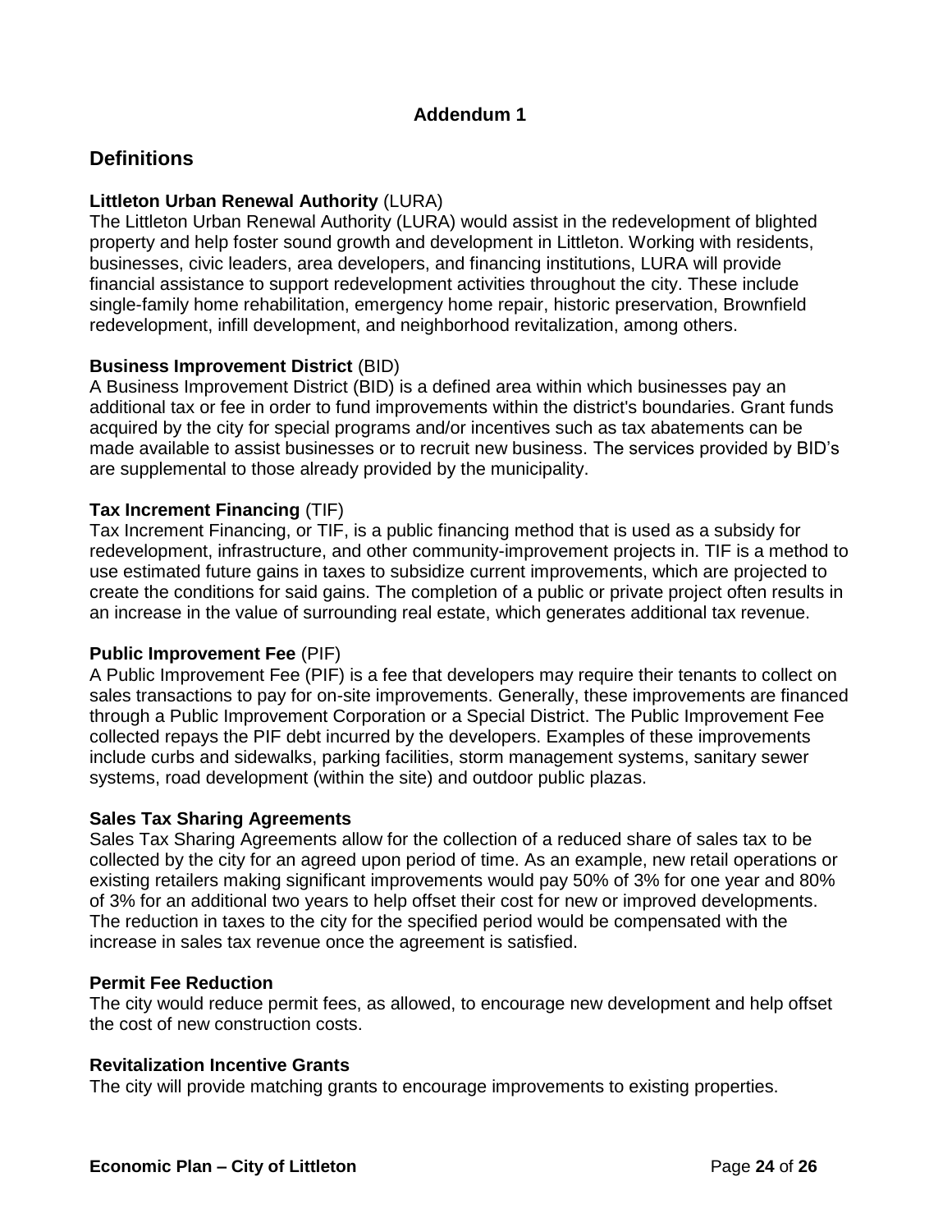## Addendum 1

## Definitions

**Littleton Urban Renewal Authority** (LURA)
The Littleton Urban Renewal Authority (LURA) would assist in the redevelopment of blighted property and help foster sound growth and development in Littleton. Working with residents, businesses, civic leaders, area developers, and financing institutions, LURA will provide financial assistance to support redevelopment activities throughout the city. These include single-family home rehabilitation, emergency home repair, historic preservation, Brownfield redevelopment, infill development, and neighborhood revitalization, among others.

**Business Improvement District** (BID)
A Business Improvement District (BID) is a defined area within which businesses pay an additional tax or fee in order to fund improvements within the district's boundaries. Grant funds acquired by the city for special programs and/or incentives such as tax abatements can be made available to assist businesses or to recruit new business. The services provided by BID's are supplemental to those already provided by the municipality.

**Tax Increment Financing** (TIF)
Tax Increment Financing, or TIF, is a public financing method that is used as a subsidy for redevelopment, infrastructure, and other community-improvement projects in. TIF is a method to use estimated future gains in taxes to subsidize current improvements, which are projected to create the conditions for said gains. The completion of a public or private project often results in an increase in the value of surrounding real estate, which generates additional tax revenue.

**Public Improvement Fee** (PIF)
A Public Improvement Fee (PIF) is a fee that developers may require their tenants to collect on sales transactions to pay for on-site improvements. Generally, these improvements are financed through a Public Improvement Corporation or a Special District. The Public Improvement Fee collected repays the PIF debt incurred by the developers. Examples of these improvements include curbs and sidewalks, parking facilities, storm management systems, sanitary sewer systems, road development (within the site) and outdoor public plazas.

**Sales Tax Sharing Agreements**
Sales Tax Sharing Agreements allow for the collection of a reduced share of sales tax to be collected by the city for an agreed upon period of time. As an example, new retail operations or existing retailers making significant improvements would pay 50% of 3% for one year and 80% of 3% for an additional two years to help offset their cost for new or improved developments. The reduction in taxes to the city for the specified period would be compensated with the increase in sales tax revenue once the agreement is satisfied.

**Permit Fee Reduction**
The city would reduce permit fees, as allowed, to encourage new development and help offset the cost of new construction costs.

**Revitalization Incentive Grants**
The city will provide matching grants to encourage improvements to existing properties.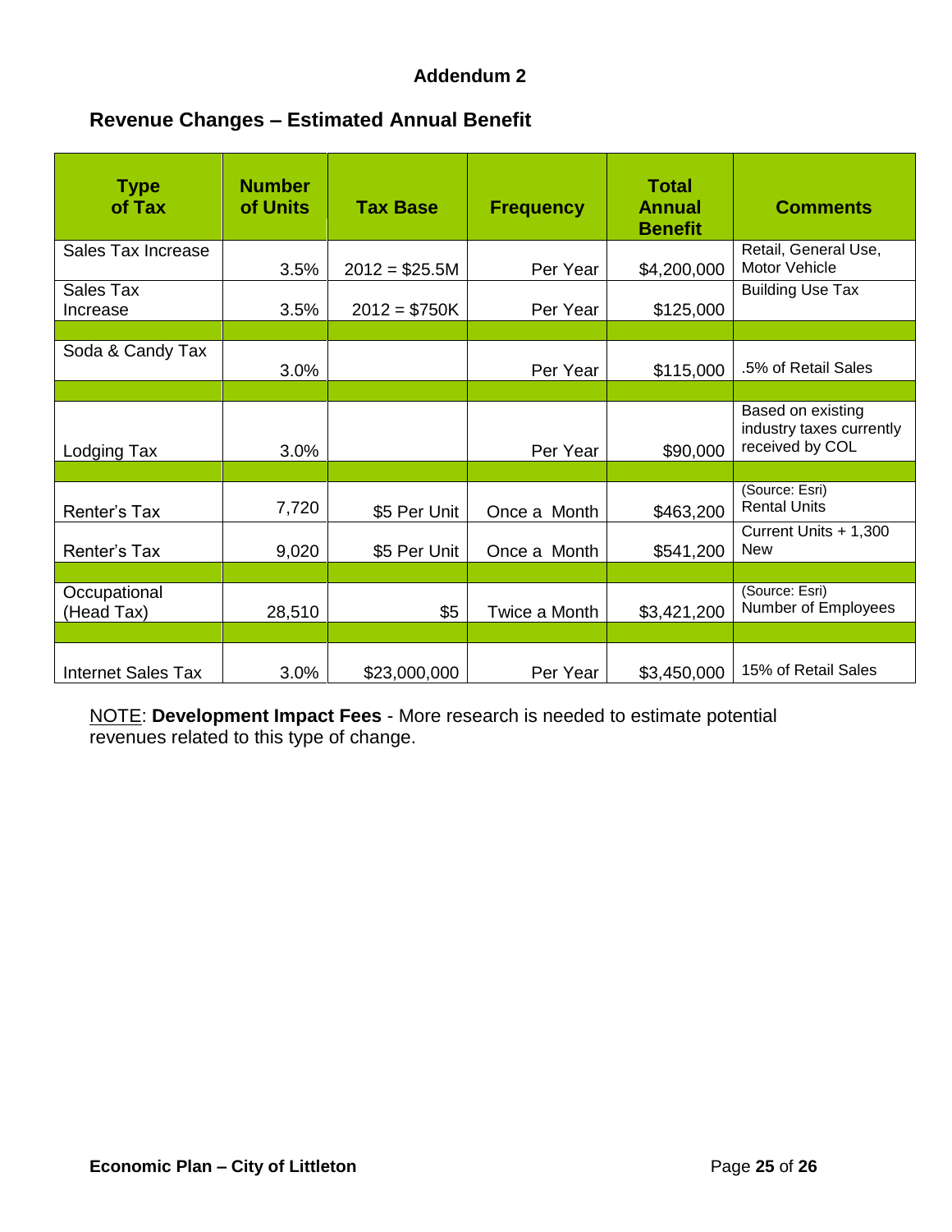**Addendum 2**

## Revenue Changes – Estimated Annual Benefit

| Type of Tax | Number of Units | Tax Base | Frequency | Total Annual Benefit | Comments |
|---|---|---|---|---|---|
| Sales Tax Increase | 3.5% | 2012 = $25.5M | Per Year | $4,200,000 | Retail, General Use, Motor Vehicle |
| Sales Tax Increase | 3.5% | 2012 = $750K | Per Year | $125,000 | Building Use Tax |
| | | | | | |
| Soda & Candy Tax | 3.0% | | Per Year | $115,000 | .5% of Retail Sales |
| | | | | | |
| Lodging Tax | 3.0% | | Per Year | $90,000 | Based on existing industry taxes currently received by COL |
| | | | | | |
| Renter's Tax | 7,720 | $5 Per Unit | Once a Month | $463,200 | (Source: Esri) Rental Units |
| Renter's Tax | 9,020 | $5 Per Unit | Once a Month | $541,200 | Current Units + 1,300 New |
| | | | | | |
| Occupational (Head Tax) | 28,510 | $5 | Twice a Month | $3,421,200 | (Source: Esri) Number of Employees |
| | | | | | |
| Internet Sales Tax | 3.0% | $23,000,000 | Per Year | $3,450,000 | 15% of Retail Sales |

NOTE: **Development Impact Fees** - More research is needed to estimate potential revenues related to this type of change.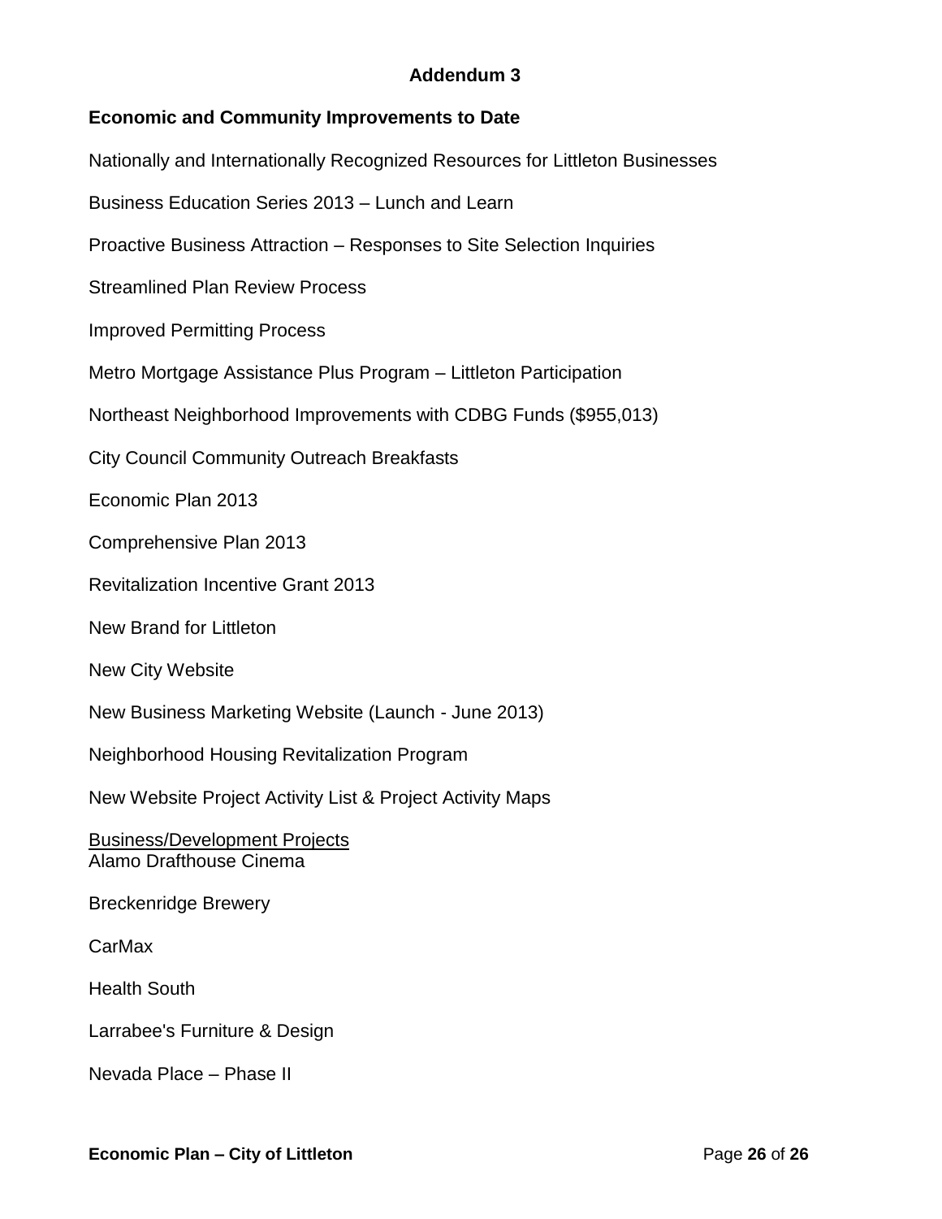**Addendum 3**

**Economic and Community Improvements to Date**

Nationally and Internationally Recognized Resources for Littleton Businesses

Business Education Series 2013 – Lunch and Learn

Proactive Business Attraction – Responses to Site Selection Inquiries

Streamlined Plan Review Process

Improved Permitting Process

Metro Mortgage Assistance Plus Program – Littleton Participation

Northeast Neighborhood Improvements with CDBG Funds ($955,013)

City Council Community Outreach Breakfasts

Economic Plan 2013

Comprehensive Plan 2013

Revitalization Incentive Grant 2013

New Brand for Littleton

New City Website

New Business Marketing Website (Launch - June 2013)

Neighborhood Housing Revitalization Program

New Website Project Activity List & Project Activity Maps

<u>Business/Development Projects</u>
Alamo Drafthouse Cinema

Breckenridge Brewery

CarMax

Health South

Larrabee's Furniture & Design

Nevada Place – Phase II